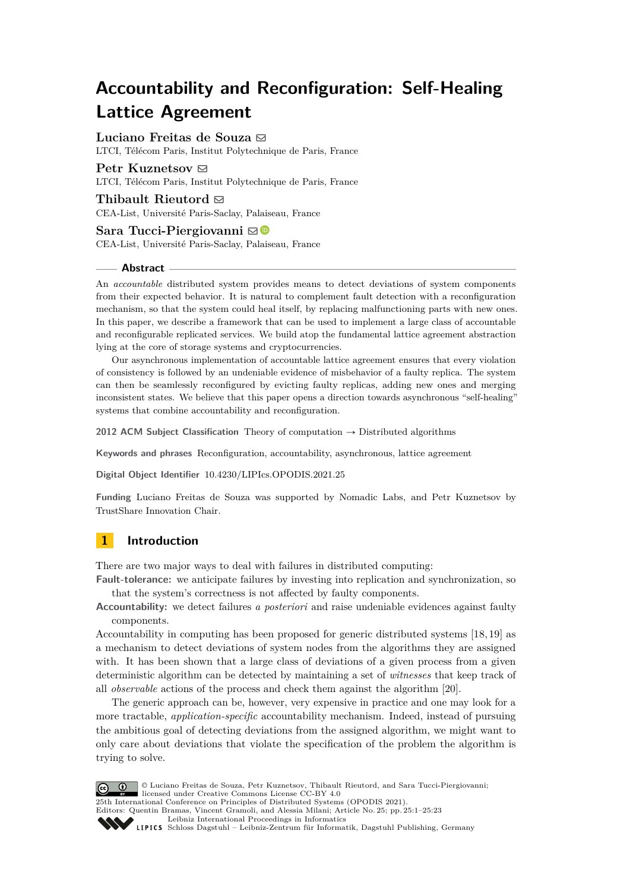# Accountability and Reconfiguration: Self-Healing Lattice Agreement

**Luciano Freitas de Souza**
LTCI, Télécom Paris, Institut Polytechnique de Paris, France

**Petr Kuznetsov**
LTCI, Télécom Paris, Institut Polytechnique de Paris, France

**Thibault Rieutord**
CEA-List, Université Paris-Saclay, Palaiseau, France

**Sara Tucci-Piergiovanni**
CEA-List, Université Paris-Saclay, Palaiseau, France

## Abstract

An *accountable* distributed system provides means to detect deviations of system components from their expected behavior. It is natural to complement fault detection with a reconfiguration mechanism, so that the system could heal itself, by replacing malfunctioning parts with new ones. In this paper, we describe a framework that can be used to implement a large class of accountable and reconfigurable replicated services. We build atop the fundamental lattice agreement abstraction lying at the core of storage systems and cryptocurrencies.

Our asynchronous implementation of accountable lattice agreement ensures that every violation of consistency is followed by an undeniable evidence of misbehavior of a faulty replica. The system can then be seamlessly reconfigured by evicting faulty replicas, adding new ones and merging inconsistent states. We believe that this paper opens a direction towards asynchronous "self-healing" systems that combine accountability and reconfiguration.

**2012 ACM Subject Classification** Theory of computation → Distributed algorithms

**Keywords and phrases** Reconfiguration, accountability, asynchronous, lattice agreement

**Digital Object Identifier** 10.4230/LIPIcs.OPODIS.2021.25

**Funding** Luciano Freitas de Souza was supported by Nomadic Labs, and Petr Kuznetsov by TrustShare Innovation Chair.

## 1 Introduction

There are two major ways to deal with failures in distributed computing:

**Fault-tolerance:** we anticipate failures by investing into replication and synchronization, so that the system's correctness is not affected by faulty components.

**Accountability:** we detect failures *a posteriori* and raise undeniable evidences against faulty components.

Accountability in computing has been proposed for generic distributed systems [18, 19] as a mechanism to detect deviations of system nodes from the algorithms they are assigned with. It has been shown that a large class of deviations of a given process from a given deterministic algorithm can be detected by maintaining a set of *witnesses* that keep track of all *observable* actions of the process and check them against the algorithm [20].

The generic approach can be, however, very expensive in practice and one may look for a more tractable, *application-specific* accountability mechanism. Indeed, instead of pursuing the ambitious goal of detecting deviations from the assigned algorithm, we might want to only care about deviations that violate the specification of the problem the algorithm is trying to solve.

© Luciano Freitas de Souza, Petr Kuznetsov, Thibault Rieutord, and Sara Tucci-Piergiovanni; licensed under Creative Commons License CC-BY 4.0
25th International Conference on Principles of Distributed Systems (OPODIS 2021).
Editors: Quentin Bramas, Vincent Gramoli, and Alessia Milani; Article No. 25; pp. 25:1–25:23
Leibniz International Proceedings in Informatics
Schloss Dagstuhl – Leibniz-Zentrum für Informatik, Dagstuhl Publishing, Germany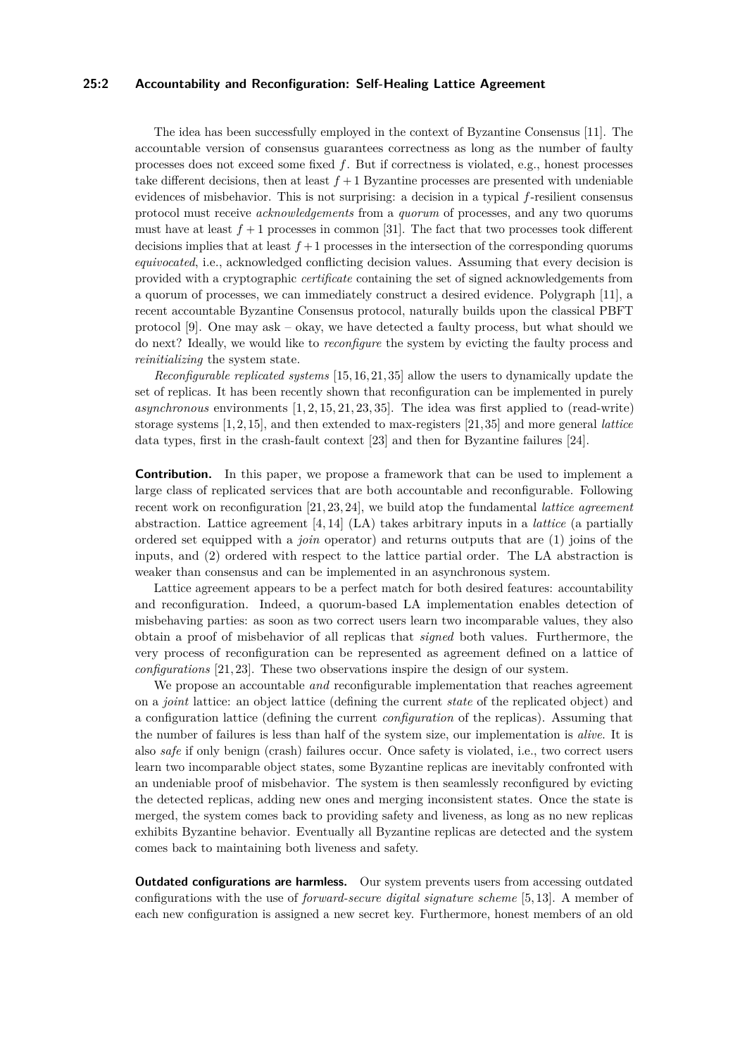The idea has been successfully employed in the context of Byzantine Consensus [11]. The accountable version of consensus guarantees correctness as long as the number of faulty processes does not exceed some fixed $f$. But if correctness is violated, e.g., honest processes take different decisions, then at least $f+1$ Byzantine processes are presented with undeniable evidences of misbehavior. This is not surprising: a decision in a typical $f$-resilient consensus protocol must receive *acknowledgements* from a *quorum* of processes, and any two quorums must have at least $f+1$ processes in common [31]. The fact that two processes took different decisions implies that at least $f+1$ processes in the intersection of the corresponding quorums *equivocated*, i.e., acknowledged conflicting decision values. Assuming that every decision is provided with a cryptographic *certificate* containing the set of signed acknowledgements from a quorum of processes, we can immediately construct a desired evidence. Polygraph [11], a recent accountable Byzantine Consensus protocol, naturally builds upon the classical PBFT protocol [9]. One may ask – okay, we have detected a faulty process, but what should we do next? Ideally, we would like to *reconfigure* the system by evicting the faulty process and *reinitializing* the system state.

*Reconfigurable replicated systems* [15,16,21,35] allow the users to dynamically update the set of replicas. It has been recently shown that reconfiguration can be implemented in purely *asynchronous* environments [1,2,15,21,23,35]. The idea was first applied to (read-write) storage systems [1,2,15], and then extended to max-registers [21,35] and more general *lattice* data types, first in the crash-fault context [23] and then for Byzantine failures [24].

**Contribution.** In this paper, we propose a framework that can be used to implement a large class of replicated services that are both accountable and reconfigurable. Following recent work on reconfiguration [21,23,24], we build atop the fundamental *lattice agreement* [4,14] abstraction. Lattice agreement [4,14] (LA) takes arbitrary inputs in a *lattice* (a partially ordered set equipped with a *join* operator) and returns outputs that are (1) joins of the inputs, and (2) ordered with respect to the lattice partial order. The LA abstraction is weaker than consensus and can be implemented in an asynchronous system.

Lattice agreement appears to be a perfect match for both desired features: accountability and reconfiguration. Indeed, a quorum-based LA implementation enables detection of misbehaving parties: as soon as two correct users learn two incomparable values, they also obtain a proof of misbehavior of all replicas that *signed* both values. Furthermore, the very process of reconfiguration can be represented as agreement defined on a lattice of *configurations* [21,23]. These two observations inspire the design of our system.

We propose an accountable *and* reconfigurable implementation that reaches agreement on a *joint* lattice: an object lattice (defining the current *state* of the replicated object) and a configuration lattice (defining the current *configuration* of the replicas). Assuming that the number of failures is less than half of the system size, our implementation is *alive*. It is also *safe* if only benign (crash) failures occur. Once safety is violated, i.e., two correct users learn two incomparable object states, some Byzantine replicas are inevitably confronted with an undeniable proof of misbehavior. The system is then seamlessly reconfigured by evicting the detected replicas, adding new ones and merging inconsistent states. Once the state is merged, the system comes back to providing safety and liveness, as long as no new replicas exhibits Byzantine behavior. Eventually all Byzantine replicas are detected and the system comes back to maintaining both liveness and safety.

**Outdated configurations are harmless.** Our system prevents users from accessing outdated configurations with the use of *forward-secure digital signature scheme* [5,13]. A member of each new configuration is assigned a new secret key. Furthermore, honest members of an old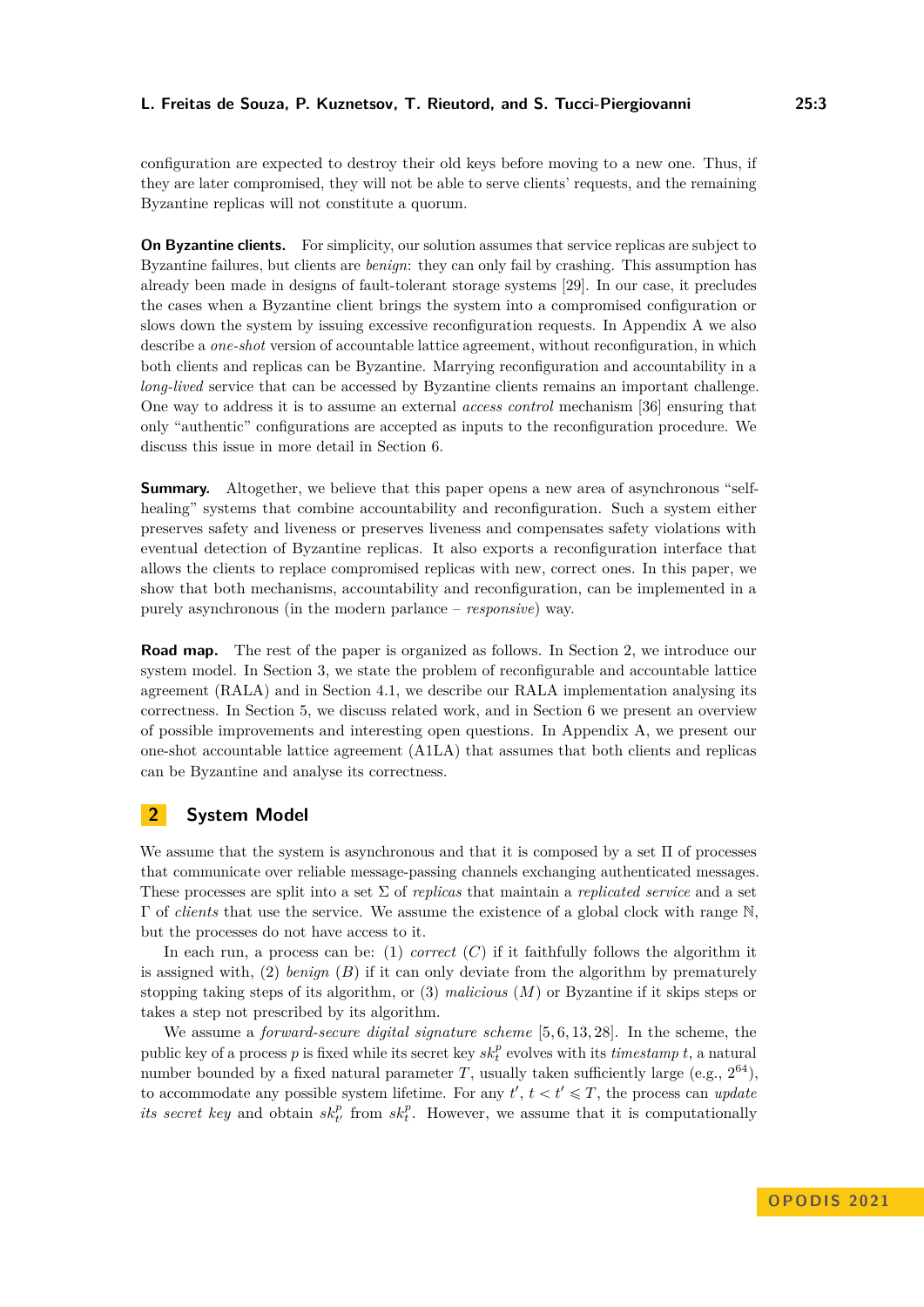configuration are expected to destroy their old keys before moving to a new one. Thus, if they are later compromised, they will not be able to serve clients' requests, and the remaining Byzantine replicas will not constitute a quorum.

**On Byzantine clients.** For simplicity, our solution assumes that service replicas are subject to Byzantine failures, but clients are *benign*: they can only fail by crashing. This assumption has already been made in designs of fault-tolerant storage systems [29]. In our case, it precludes the cases when a Byzantine client brings the system into a compromised configuration or slows down the system by issuing excessive reconfiguration requests. In Appendix A we also describe a *one-shot* version of accountable lattice agreement, without reconfiguration, in which both clients and replicas can be Byzantine. Marrying reconfiguration and accountability in a *long-lived* service that can be accessed by Byzantine clients remains an important challenge. One way to address it is to assume an external *access control* mechanism [36] ensuring that only "authentic" configurations are accepted as inputs to the reconfiguration procedure. We discuss this issue in more detail in Section 6.

**Summary.** Altogether, we believe that this paper opens a new area of asynchronous "self-healing" systems that combine accountability and reconfiguration. Such a system either preserves safety and liveness or preserves liveness and compensates safety violations with eventual detection of Byzantine replicas. It also exports a reconfiguration interface that allows the clients to replace compromised replicas with new, correct ones. In this paper, we show that both mechanisms, accountability and reconfiguration, can be implemented in a purely asynchronous (in the modern parlance – *responsive*) way.

**Road map.** The rest of the paper is organized as follows. In Section 2, we introduce our system model. In Section 3, we state the problem of reconfigurable and accountable lattice agreement (RALA) and in Section 4.1, we describe our RALA implementation analysing its correctness. In Section 5, we discuss related work, and in Section 6 we present an overview of possible improvements and interesting open questions. In Appendix A, we present our one-shot accountable lattice agreement (A1LA) that assumes that both clients and replicas can be Byzantine and analyse its correctness.

## 2 System Model

We assume that the system is asynchronous and that it is composed by a set $\Pi$ of processes that communicate over reliable message-passing channels exchanging authenticated messages. These processes are split into a set $\Sigma$ of *replicas* that maintain a *replicated service* and a set $\Gamma$ of *clients* that use the service. We assume the existence of a global clock with range $\mathbb{N}$, but the processes do not have access to it.

In each run, a process can be: (1) *correct* ($C$) if it faithfully follows the algorithm it is assigned with, (2) *benign* ($B$) if it can only deviate from the algorithm by prematurely stopping taking steps of its algorithm, or (3) *malicious* ($M$) or Byzantine if it skips steps or takes a step not prescribed by its algorithm.

We assume a *forward-secure digital signature scheme* [5, 6, 13, 28]. In the scheme, the public key of a process $p$ is fixed while its secret key $sk^p_t$ evolves with its *timestamp* $t$, a natural number bounded by a fixed natural parameter $T$, usually taken sufficiently large (e.g., $2^{64}$), to accommodate any possible system lifetime. For any $t'$, $t < t' \leqslant T$, the process can *update its secret key* and obtain $sk^p_{t'}$ from $sk^p_t$. However, we assume that it is computationally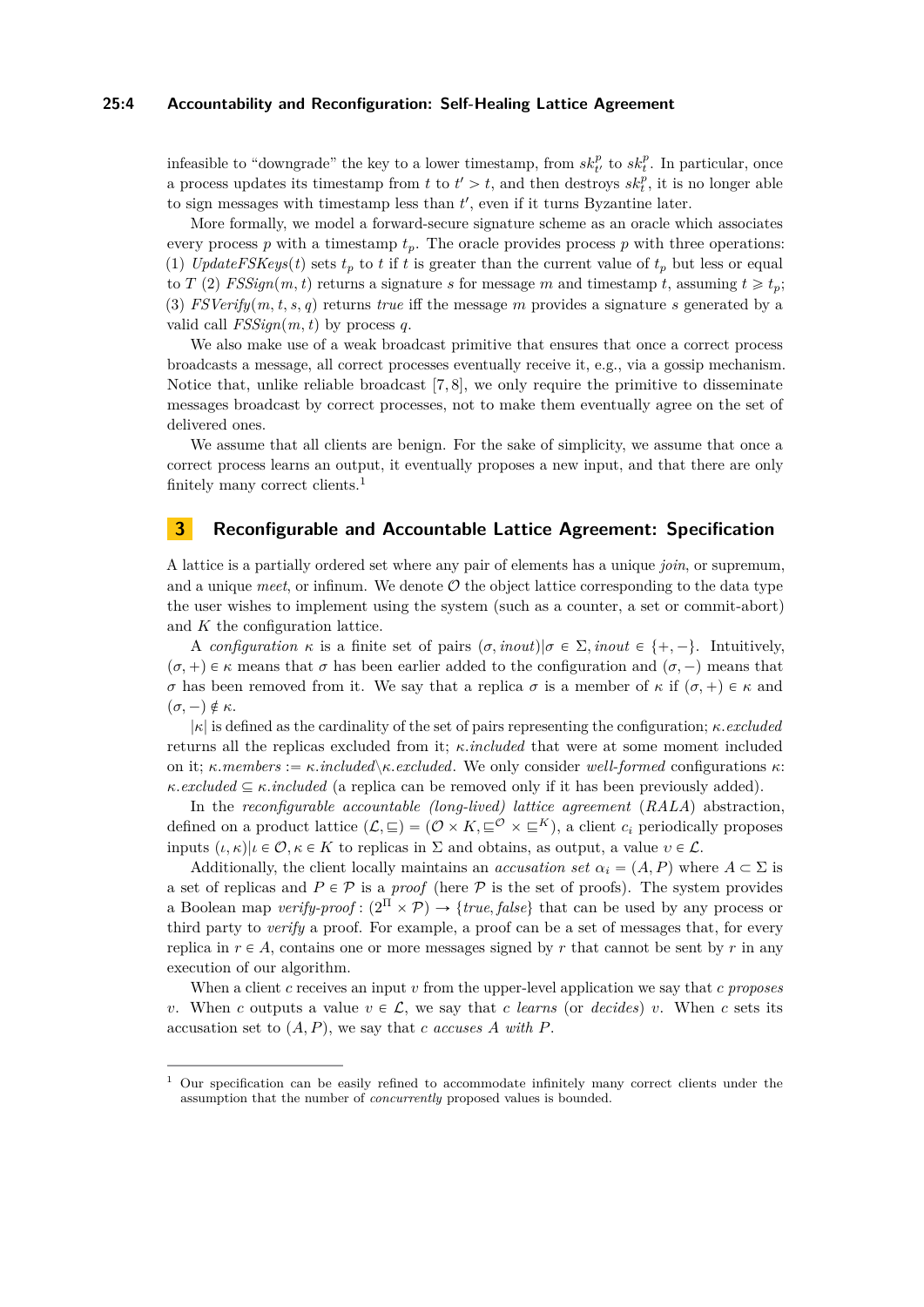infeasible to "downgrade" the key to a lower timestamp, from $sk^p_{t'}$ to $sk^p_t$. In particular, once a process updates its timestamp from $t$ to $t' > t$, and then destroys $sk^p_t$, it is no longer able to sign messages with timestamp less than $t'$, even if it turns Byzantine later.

More formally, we model a forward-secure signature scheme as an oracle which associates every process $p$ with a timestamp $t_p$. The oracle provides process $p$ with three operations: (1) *UpdateFSKeys*$(t)$ sets $t_p$ to $t$ if $t$ is greater than the current value of $t_p$ but less or equal to $T$ (2) *FSSign*$(m, t)$ returns a signature $s$ for message $m$ and timestamp $t$, assuming $t \geqslant t_p$; (3) *FSVerify*$(m, t, s, q)$ returns *true* iff the message $m$ provides a signature $s$ generated by a valid call *FSSign*$(m, t)$ by process $q$.

We also make use of a weak broadcast primitive that ensures that once a correct process broadcasts a message, all correct processes eventually receive it, e.g., via a gossip mechanism. Notice that, unlike reliable broadcast [7, 8], we only require the primitive to disseminate messages broadcast by correct processes, not to make them eventually agree on the set of delivered ones.

We assume that all clients are benign. For the sake of simplicity, we assume that once a correct process learns an output, it eventually proposes a new input, and that there are only finitely many correct clients.[1]

## 3 Reconfigurable and Accountable Lattice Agreement: Specification

A lattice is a partially ordered set where any pair of elements has a unique *join*, or supremum, and a unique *meet*, or infinum. We denote $\mathcal{O}$ the object lattice corresponding to the data type the user wishes to implement using the system (such as a counter, a set or commit-abort) and $K$ the configuration lattice.

A *configuration* $\kappa$ is a finite set of pairs $(\sigma, \mathit{inout}) | \sigma \in \Sigma, \mathit{inout} \in \{+, -\}$. Intuitively, $(\sigma, +) \in \kappa$ means that $\sigma$ has been earlier added to the configuration and $(\sigma, -)$ means that $\sigma$ has been removed from it. We say that a replica $\sigma$ is a member of $\kappa$ if $(\sigma, +) \in \kappa$ and $(\sigma, -) \notin \kappa$.

$|\kappa|$ is defined as the cardinality of the set of pairs representing the configuration; $\kappa.\mathit{excluded}$ returns all the replicas excluded from it; $\kappa.\mathit{included}$ that were at some moment included on it; $\kappa.\mathit{members} := \kappa.\mathit{included} \backslash \kappa.\mathit{excluded}$. We only consider *well-formed* configurations $\kappa$: $\kappa.\mathit{excluded} \subseteq \kappa.\mathit{included}$ (a replica can be removed only if it has been previously added).

In the *reconfigurable accountable (long-lived) lattice agreement* (*RALA*) abstraction, defined on a product lattice $(\mathcal{L}, \sqsubseteq) = (\mathcal{O} \times K, \sqsubseteq^{\mathcal{O}} \times \sqsubseteq^{K})$, a client $c_i$ periodically proposes inputs $(\iota, \kappa) | \iota \in \mathcal{O}, \kappa \in K$ to replicas in $\Sigma$ and obtains, as output, a value $v \in \mathcal{L}$.

Additionally, the client locally maintains an *accusation set* $\alpha_i = (A, P)$ where $A \subset \Sigma$ is a set of replicas and $P \in \mathcal{P}$ is a *proof* (here $\mathcal{P}$ is the set of proofs). The system provides a Boolean map *verify-proof* : $(2^{\Pi} \times \mathcal{P}) \to \{\mathit{true}, \mathit{false}\}$ that can be used by any process or third party to *verify* a proof. For example, a proof can be a set of messages that, for every replica in $r \in A$, contains one or more messages signed by $r$ that cannot be sent by $r$ in any execution of our algorithm.

When a client $c$ receives an input $v$ from the upper-level application we say that $c$ *proposes* $v$. When $c$ outputs a value $v \in \mathcal{L}$, we say that $c$ *learns* (or *decides*) $v$. When $c$ sets its accusation set to $(A, P)$, we say that $c$ *accuses* $A$ *with* $P$.

[1] Our specification can be easily refined to accommodate infinitely many correct clients under the assumption that the number of *concurrently* proposed values is bounded.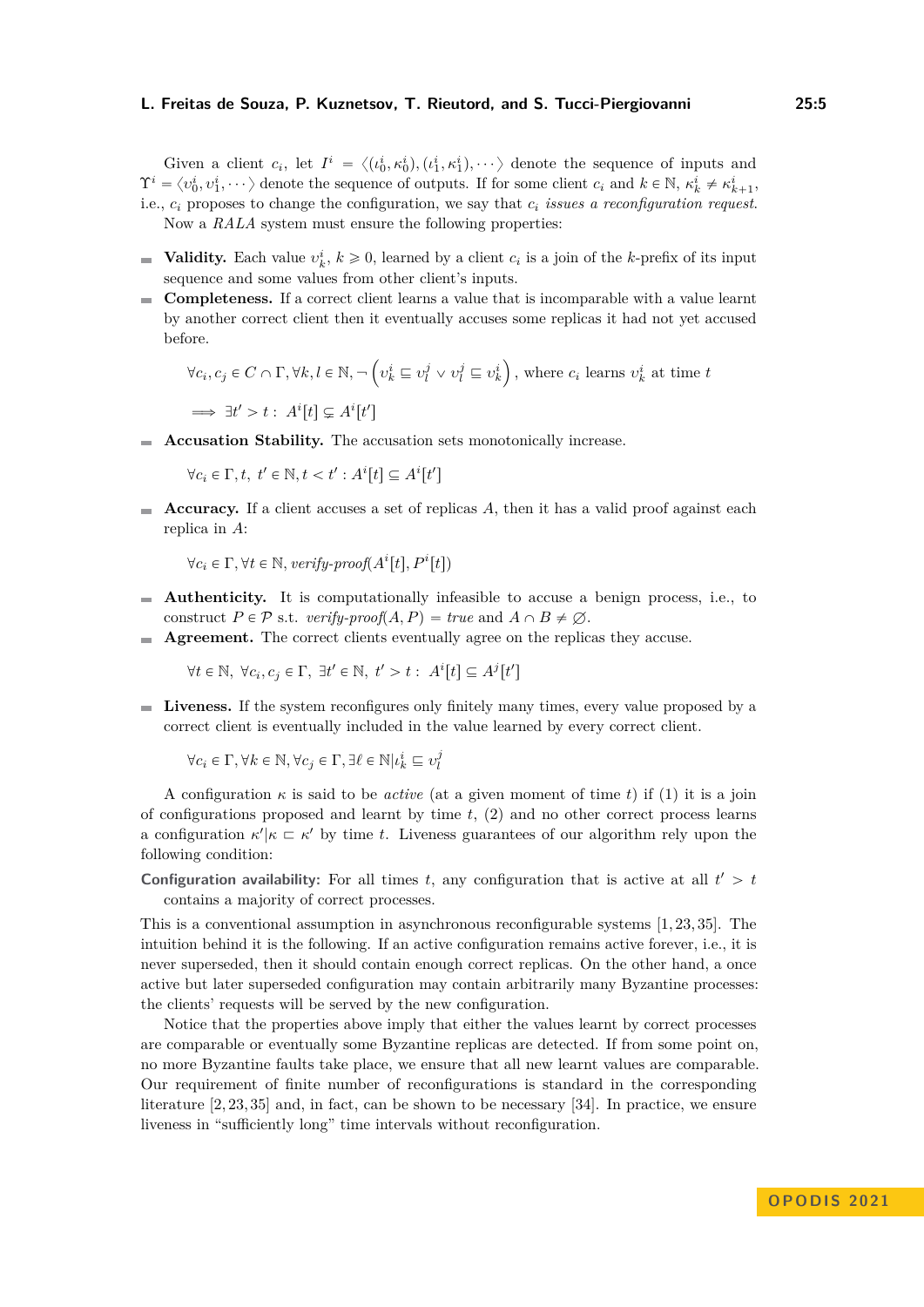Given a client $c_i$, let $I^i = \langle(\iota_0^i, \kappa_0^i), (\iota_1^i, \kappa_1^i), \cdots\rangle$ denote the sequence of inputs and $\Upsilon^i = \langle v_0^i, v_1^i, \cdots\rangle$ denote the sequence of outputs. If for some client $c_i$ and $k \in \mathbb{N}$, $\kappa_k^i \neq \kappa_{k+1}^i$, i.e., $c_i$ proposes to change the configuration, we say that $c_i$ *issues a reconfiguration request*. Now a *RALA* system must ensure the following properties:

- **Validity.** Each value $v_k^i$, $k \geqslant 0$, learned by a client $c_i$ is a join of the $k$-prefix of its input sequence and some values from other client's inputs.
- **Completeness.** If a correct client learns a value that is incomparable with a value learnt by another correct client then it eventually accuses some replicas it had not yet accused before.

  $\forall c_i, c_j \in C \cap \Gamma, \forall k, l \in \mathbb{N}, \neg\left(v_k^i \sqsubseteq v_l^j \vee v_l^j \sqsubseteq v_k^i\right)$, where $c_i$ learns $v_k^i$ at time $t$

  $\implies \exists t' > t: \; A^i[t] \subsetneq A^i[t']$

- **Accusation Stability.** The accusation sets monotonically increase.

  $\forall c_i \in \Gamma, t, \; t' \in \mathbb{N}, t < t' : A^i[t] \subseteq A^i[t']$

- **Accuracy.** If a client accuses a set of replicas $A$, then it has a valid proof against each replica in $A$:

  $\forall c_i \in \Gamma, \forall t \in \mathbb{N}, \textit{verify-proof}(A^i[t], P^i[t])$

- **Authenticity.** It is computationally infeasible to accuse a benign process, i.e., to construct $P \in \mathcal{P}$ s.t. $\textit{verify-proof}(A, P) = \textit{true}$ and $A \cap B \neq \varnothing$.
- **Agreement.** The correct clients eventually agree on the replicas they accuse.

  $\forall t \in \mathbb{N}, \; \forall c_i, c_j \in \Gamma, \; \exists t' \in \mathbb{N}, \; t' > t : \; A^i[t] \subseteq A^j[t']$

- **Liveness.** If the system reconfigures only finitely many times, every value proposed by a correct client is eventually included in the value learned by every correct client.

  $\forall c_i \in \Gamma, \forall k \in \mathbb{N}, \forall c_j \in \Gamma, \exists \ell \in \mathbb{N} | \iota_k^i \sqsubseteq v_\ell^j$

A configuration $\kappa$ is said to be *active* (at a given moment of time $t$) if (1) it is a join of configurations proposed and learnt by time $t$, (2) and no other correct process learns a configuration $\kappa' | \kappa \sqsubset \kappa'$ by time $t$. Liveness guarantees of our algorithm rely upon the following condition:

**Configuration availability:** For all times $t$, any configuration that is active at all $t' > t$ contains a majority of correct processes.

This is a conventional assumption in asynchronous reconfigurable systems [1, 23, 35]. The intuition behind it is the following. If an active configuration remains active forever, i.e., it is never superseded, then it should contain enough correct replicas. On the other hand, a once active but later superseded configuration may contain arbitrarily many Byzantine processes: the clients' requests will be served by the new configuration.

Notice that the properties above imply that either the values learnt by correct processes are comparable or eventually some Byzantine replicas are detected. If from some point on, no more Byzantine faults take place, we ensure that all new learnt values are comparable. Our requirement of finite number of reconfigurations is standard in the corresponding literature [2, 23, 35] and, in fact, can be shown to be necessary [34]. In practice, we ensure liveness in "sufficiently long" time intervals without reconfiguration.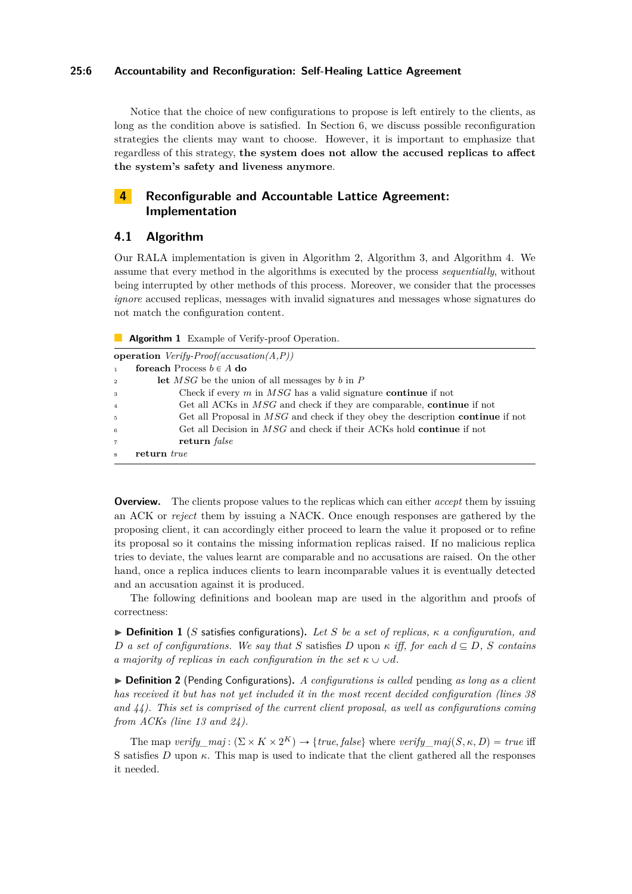Notice that the choice of new configurations to propose is left entirely to the clients, as long as the condition above is satisfied. In Section 6, we discuss possible reconfiguration strategies the clients may want to choose. However, it is important to emphasize that regardless of this strategy, **the system does not allow the accused replicas to affect the system's safety and liveness anymore**.

## 4 Reconfigurable and Accountable Lattice Agreement: Implementation

### 4.1 Algorithm

Our RALA implementation is given in Algorithm 2, Algorithm 3, and Algorithm 4. We assume that every method in the algorithms is executed by the process *sequentially*, without being interrupted by other methods of this process. Moreover, we consider that the processes *ignore* accused replicas, messages with invalid signatures and messages whose signatures do not match the configuration content.

**Algorithm 1** Example of Verify-proof Operation.

```
operation Verify-Proof(accusation(A,P))
1    foreach Process b ∈ A do
2        let MSG be the union of all messages by b in P
3            Check if every m in MSG has a valid signature continue if not
4            Get all ACKs in MSG and check if they are comparable, continue if not
5            Get all Proposal in MSG and check if they obey the description continue if not
6            Get all Decision in MSG and check if their ACKs hold continue if not
7            return false
8    return true
```

**Overview.** The clients propose values to the replicas which can either *accept* them by issuing an ACK or *reject* them by issuing a NACK. Once enough responses are gathered by the proposing client, it can accordingly either proceed to learn the value it proposed or to refine its proposal so it contains the missing information replicas raised. If no malicious replica tries to deviate, the values learnt are comparable and no accusations are raised. On the other hand, once a replica induces clients to learn incomparable values it is eventually detected and an accusation against it is produced.

The following definitions and boolean map are used in the algorithm and proofs of correctness:

▶ **Definition 1** ($S$ satisfies configurations)**.** *Let $S$ be a set of replicas, $\kappa$ a configuration, and $D$ a set of configurations. We say that $S$ satisfies $D$ upon $\kappa$ iff, for each $d \subseteq D$, $S$ contains a majority of replicas in each configuration in the set $\kappa \cup \cup d$.*

▶ **Definition 2** (Pending Configurations)**.** *A configurations is called pending as long as a client has received it but has not yet included it in the most recent decided configuration (lines 38 and 44). This set is comprised of the current client proposal, as well as configurations coming from ACKs (line 13 and 24).*

The map $verify\_maj : (\Sigma \times K \times 2^K) \to \{true, false\}$ where $verify\_maj(S, \kappa, D) = true$ iff S satisfies $D$ upon $\kappa$. This map is used to indicate that the client gathered all the responses it needed.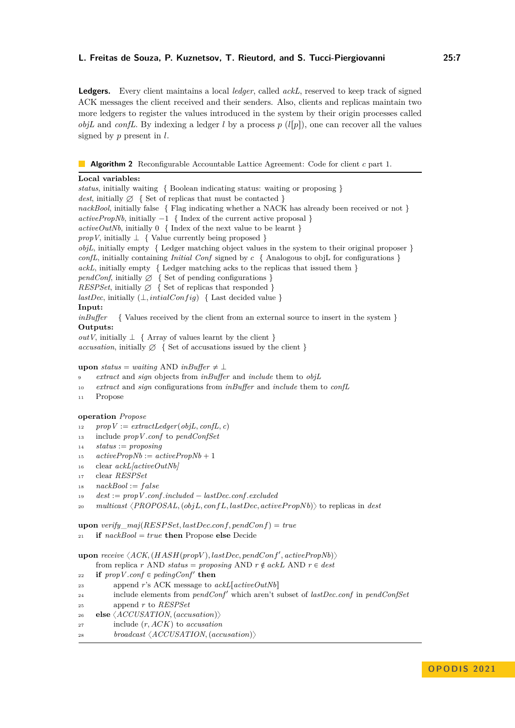**Ledgers.** Every client maintains a local *ledger*, called *ackL*, reserved to keep track of signed ACK messages the client received and their senders. Also, clients and replicas maintain two more ledgers to register the values introduced in the system by their origin processes called *objL* and *confL*. By indexing a ledger $l$ by a process $p$ ($l[p]$), one can recover all the values signed by $p$ present in $l$.

**Algorithm 2** Reconfigurable Accountable Lattice Agreement: Code for client $c$ part 1.

```
Local variables:
status, initially waiting  { Boolean indicating status: waiting or proposing }
dest, initially ∅  { Set of replicas that must be contacted }
nackBool, initially false  { Flag indicating whether a NACK has already been received or not }
activePropNb, initially −1  { Index of the current active proposal }
activeOutNb, initially 0  { Index of the next value to be learnt }
propV, initially ⊥  { Value currently being proposed }
objL, initially empty  { Ledger matching object values in the system to their original proposer }
confL, initially containing Initial Conf signed by c  { Analogous to objL for configurations }
ackL, initially empty  { Ledger matching acks to the replicas that issued them }
pendConf, initially ∅  { Set of pending configurations }
RESPSet, initially ∅  { Set of replicas that responded }
lastDec, initially (⊥, intialConfig)  { Last decided value }
Input:
inBuffer    { Values received by the client from an external source to insert in the system }
Outputs:
outV, initially ⊥  { Array of values learnt by the client }
accusation, initially ∅  { Set of accusations issued by the client }

upon status = waiting AND inBuffer ≠ ⊥
 9    extract and sign objects from inBuffer and include them to objL
10    extract and sign configurations from inBuffer and include them to confL
11    Propose

operation Propose
12    propV := extractLedger(objL, confL, c)
13    include propV.conf to pendConfSet
14    status := proposing
15    activePropNb := activePropNb + 1
16    clear ackL[activeOutNb]
17    clear RESPSet
18    nackBool := false
19    dest := propV.conf.included − lastDec.conf.excluded
20    multicast ⟨PROPOSAL, (objL, confL, lastDec, activePropNb)⟩ to replicas in dest

upon verify_maj(RESPSet, lastDec.conf, pendConf) = true
21    if nackBool = true then Propose else Decide

upon receive ⟨ACK, (HASH(propV), lastDec, pendConf′, activePropNb)⟩
      from replica r AND status = proposing AND r ∉ ackL AND r ∈ dest
22    if propV.conf ∈ pedingConf′ then
23        append r's ACK message to ackL[activeOutNb]
24        include elements from pendConf′ which aren't subset of lastDec.conf in pendConfSet
25        append r to RESPSet
26    else ⟨ACCUSATION, (accusation)⟩
27        include (r, ACK) to accusation
28        broadcast ⟨ACCUSATION, (accusation)⟩
```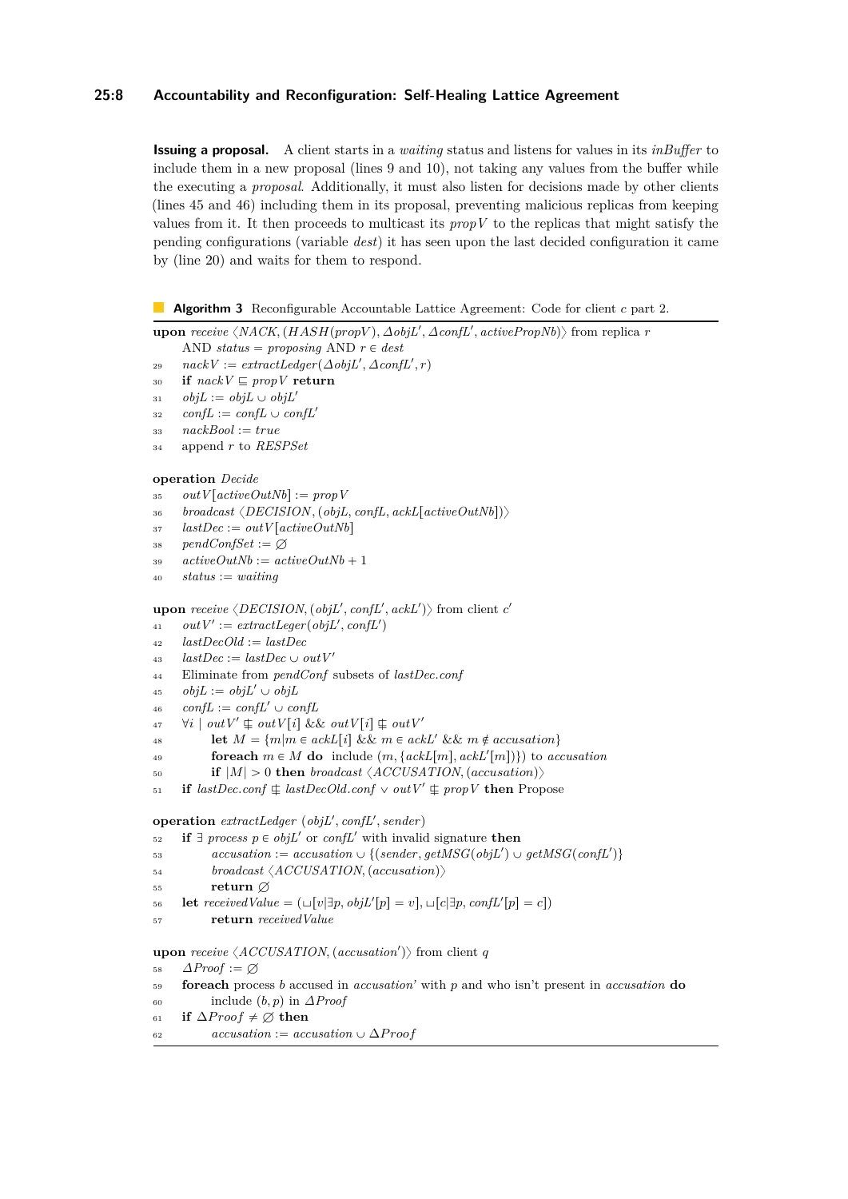**Issuing a proposal.** A client starts in a *waiting* status and listens for values in its *inBuffer* to include them in a new proposal (lines 9 and 10), not taking any values from the buffer while the executing a *proposal*. Additionally, it must also listen for decisions made by other clients (lines 45 and 46) including them in its proposal, preventing malicious replicas from keeping values from it. It then proceeds to multicast its $propV$ to the replicas that might satisfy the pending configurations (variable *dest*) it has seen upon the last decided configuration it came by (line 20) and waits for them to respond.

**Algorithm 3** Reconfigurable Accountable Lattice Agreement: Code for client $c$ part 2.

```
upon receive ⟨NACK, (HASH(propV), ΔobjL', ΔconfL', activePropNb)⟩ from replica r
     AND status = proposing AND r ∈ dest
29   nackV := extractLedger(ΔobjL', ΔconfL', r)
30   if nackV ⊑ propV return
31   objL := objL ∪ objL'
32   confL := confL ∪ confL'
33   nackBool := true
34   append r to RESPSet

operation Decide
35   outV[activeOutNb] := propV
36   broadcast ⟨DECISION, (objL, confL, ackL[activeOutNb])⟩
37   lastDec := outV[activeOutNb]
38   pendConfSet := ∅
39   activeOutNb := activeOutNb + 1
40   status := waiting

upon receive ⟨DECISION, (objL', confL', ackL')⟩ from client c'
41   outV' := extractLeger(objL', confL')
42   lastDecOld := lastDec
43   lastDec := lastDec ∪ outV'
44   Eliminate from pendConf subsets of lastDec.conf
45   objL := objL' ∪ objL
46   confL := confL' ∪ confL
47   ∀i | outV' ⋢ outV[i] && outV[i] ⋢ outV'
48        let M = {m | m ∈ ackL[i] && m ∈ ackL' && m ∉ accusation}
49        foreach m ∈ M do include (m, {ackL[m], ackL'[m]}) to accusation
50        if |M| > 0 then broadcast ⟨ACCUSATION, (accusation)⟩
51   if lastDec.conf ⋢ lastDecOld.conf ∨ outV' ⋢ propV then Propose

operation extractLedger (objL', confL', sender)
52   if ∃ process p ∈ objL' or confL' with invalid signature then
53        accusation := accusation ∪ {(sender, getMSG(objL') ∪ getMSG(confL')}
54        broadcast ⟨ACCUSATION, (accusation)⟩
55        return ∅
56   let receivedValue = (⊔[v|∃p, objL'[p] = v], ⊔[c|∃p, confL'[p] = c])
57        return receivedValue

upon receive ⟨ACCUSATION, (accusation')⟩ from client q
58   ΔProof := ∅
59   foreach process b accused in accusation' with p and who isn't present in accusation do
60        include (b, p) in ΔProof
61   if ΔProof ≠ ∅ then
62        accusation := accusation ∪ ΔProof
```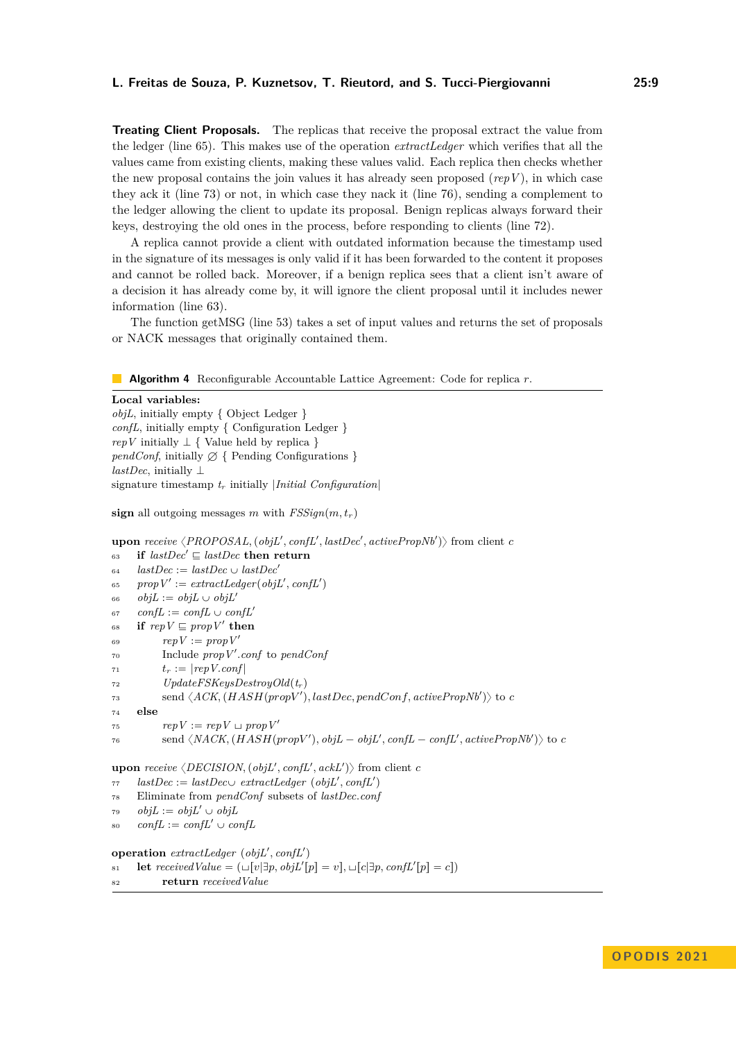**Treating Client Proposals.** The replicas that receive the proposal extract the value from the ledger (line 65). This makes use of the operation *extractLedger* which verifies that all the values came from existing clients, making these values valid. Each replica then checks whether the new proposal contains the join values it has already seen proposed ($repV$), in which case they ack it (line 73) or not, in which case they nack it (line 76), sending a complement to the ledger allowing the client to update its proposal. Benign replicas always forward their keys, destroying the old ones in the process, before responding to clients (line 72).

A replica cannot provide a client with outdated information because the timestamp used in the signature of its messages is only valid if it has been forwarded to the content it proposes and cannot be rolled back. Moreover, if a benign replica sees that a client isn't aware of a decision it has already come by, it will ignore the client proposal until it includes newer information (line 63).

The function getMSG (line 53) takes a set of input values and returns the set of proposals or NACK messages that originally contained them.

**Algorithm 4** Reconfigurable Accountable Lattice Agreement: Code for replica $r$.

**Local variables:**
$objL$, initially empty { Object Ledger }
$confL$, initially empty { Configuration Ledger }
$repV$ initially $\perp$ { Value held by replica }
$pendConf$, initially $\varnothing$ { Pending Configurations }
$lastDec$, initially $\perp$
signature timestamp $t_r$ initially $|Initial\ Configuration|$

**sign** all outgoing messages $m$ with $FSSign(m, t_r)$

**upon** *receive* $\langle PROPOSAL, (objL', confL', lastDec', activePropNb')\rangle$ from client $c$
63 **if** $lastDec' \sqsubseteq lastDec$ **then return**
64 $lastDec := lastDec \cup lastDec'$
65 $propV' := extractLedger(objL', confL')$
66 $objL := objL \cup objL'$
67 $confL := confL \cup confL'$
68 **if** $repV \sqsubseteq propV'$ **then**
69 $repV := propV'$
70 Include $propV'.conf$ to $pendConf$
71 $t_r := |repV.conf|$
72 $UpdateFSKeysDestroyOld(t_r)$
73 send $\langle ACK, (HASH(propV'), lastDec, pendConf, activePropNb')\rangle$ to $c$
74 **else**
75 $repV := repV \sqcup propV'$
76 send $\langle NACK, (HASH(propV'), objL - objL', confL - confL', activePropNb')\rangle$ to $c$

**upon** *receive* $\langle DECISION, (objL', confL', ackL')\rangle$ from client $c$
77 $lastDec := lastDec \cup\ extractLedger\ (objL', confL')$
78 Eliminate from $pendConf$ subsets of $lastDec.conf$
79 $objL := objL' \cup objL$
80 $confL := confL' \cup confL$

**operation** *extractLedger* $(objL', confL')$
81 **let** $receivedValue = (\sqcup[v|\exists p, objL'[p] = v], \sqcup[c|\exists p, confL'[p] = c])$
82 **return** $receivedValue$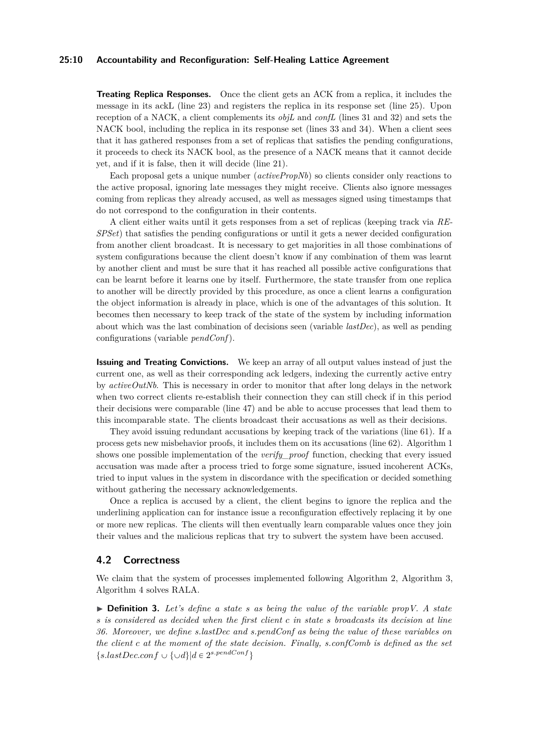**Treating Replica Responses.** Once the client gets an ACK from a replica, it includes the message in its ackL (line 23) and registers the replica in its response set (line 25). Upon reception of a NACK, a client complements its *objL* and *confL* (lines 31 and 32) and sets the NACK bool, including the replica in its response set (lines 33 and 34). When a client sees that it has gathered responses from a set of replicas that satisfies the pending configurations, it proceeds to check its NACK bool, as the presence of a NACK means that it cannot decide yet, and if it is false, then it will decide (line 21).

Each proposal gets a unique number (*activePropNb*) so clients consider only reactions to the active proposal, ignoring late messages they might receive. Clients also ignore messages coming from replicas they already accused, as well as messages signed using timestamps that do not correspond to the configuration in their contents.

A client either waits until it gets responses from a set of replicas (keeping track via *RESPSet*) that satisfies the pending configurations or until it gets a newer decided configuration from another client broadcast. It is necessary to get majorities in all those combinations of system configurations because the client doesn't know if any combination of them was learnt by another client and must be sure that it has reached all possible active configurations that can be learnt before it learns one by itself. Furthermore, the state transfer from one replica to another will be directly provided by this procedure, as once a client learns a configuration the object information is already in place, which is one of the advantages of this solution. It becomes then necessary to keep track of the state of the system by including information about which was the last combination of decisions seen (variable *lastDec*), as well as pending configurations (variable *pendConf*).

**Issuing and Treating Convictions.** We keep an array of all output values instead of just the current one, as well as their corresponding ack ledgers, indexing the currently active entry by *activeOutNb*. This is necessary in order to monitor that after long delays in the network when two correct clients re-establish their connection they can still check if in this period their decisions were comparable (line 47) and be able to accuse processes that lead them to this incomparable state. The clients broadcast their accusations as well as their decisions.

They avoid issuing redundant accusations by keeping track of the variations (line 61). If a process gets new misbehavior proofs, it includes them on its accusations (line 62). Algorithm 1 shows one possible implementation of the *verify_proof* function, checking that every issued accusation was made after a process tried to forge some signature, issued incoherent ACKs, tried to input values in the system in discordance with the specification or decided something without gathering the necessary acknowledgements.

Once a replica is accused by a client, the client begins to ignore the replica and the underlining application can for instance issue a reconfiguration effectively replacing it by one or more new replicas. The clients will then eventually learn comparable values once they join their values and the malicious replicas that try to subvert the system have been accused.

## 4.2 Correctness

We claim that the system of processes implemented following Algorithm 2, Algorithm 3, Algorithm 4 solves RALA.

▶ **Definition 3.** *Let's define a state s as being the value of the variable propV. A state s is considered as decided when the first client c in state s broadcasts its decision at line 36. Moreover, we define s.lastDec and s.pendConf as being the value of these variables on the client c at the moment of the state decision. Finally, s.confComb is defined as the set* $\{s.lastDec.conf \cup \{\cup d\} | d \in 2^{s.pendConf}\}$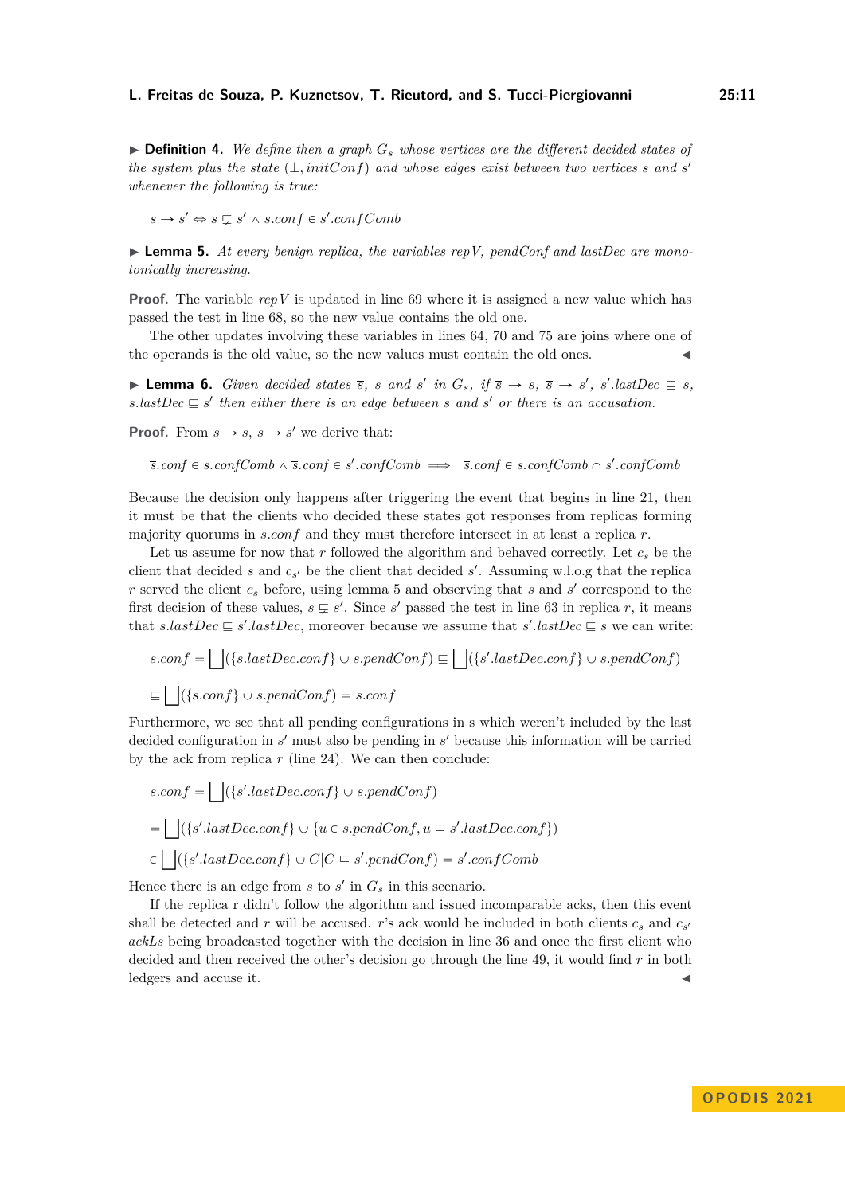▶ **Definition 4.** *We define then a graph $G_s$ whose vertices are the different decided states of the system plus the state $(\bot, initConf)$ and whose edges exist between two vertices $s$ and $s'$ whenever the following is true:*

$$s \rightarrow s' \Leftrightarrow s \subsetneq s' \wedge s.conf \in s'.confComb$$

▶ **Lemma 5.** *At every benign replica, the variables $repV$, $pendConf$ and $lastDec$ are monotonically increasing.*

**Proof.** The variable $repV$ is updated in line 69 where it is assigned a new value which has passed the test in line 68, so the new value contains the old one.

The other updates involving these variables in lines 64, 70 and 75 are joins where one of the operands is the old value, so the new values must contain the old ones. ◀

▶ **Lemma 6.** *Given decided states $\overline{s}$, $s$ and $s'$ in $G_s$, if $\overline{s} \rightarrow s$, $\overline{s} \rightarrow s'$, $s'.lastDec \sqsubseteq s$, $s.lastDec \sqsubseteq s'$ then either there is an edge between $s$ and $s'$ or there is an accusation.*

**Proof.** From $\overline{s} \rightarrow s$, $\overline{s} \rightarrow s'$ we derive that:

$$\overline{s}.conf \in s.confComb \wedge \overline{s}.conf \in s'.confComb \implies \overline{s}.conf \in s.confComb \cap s'.confComb$$

Because the decision only happens after triggering the event that begins in line 21, then it must be that the clients who decided these states got responses from replicas forming majority quorums in $\overline{s}.conf$ and they must therefore intersect in at least a replica $r$.

Let us assume for now that $r$ followed the algorithm and behaved correctly. Let $c_s$ be the client that decided $s$ and $c_{s'}$ be the client that decided $s'$. Assuming w.l.o.g that the replica $r$ served the client $c_s$ before, using lemma 5 and observing that $s$ and $s'$ correspond to the first decision of these values, $s \subsetneq s'$. Since $s'$ passed the test in line 63 in replica $r$, it means that $s.lastDec \sqsubseteq s'.lastDec$, moreover because we assume that $s'.lastDec \sqsubseteq s$ we can write:

$$s.conf = \bigsqcup(\{s.lastDec.conf\} \cup s.pendConf) \sqsubseteq \bigsqcup(\{s'.lastDec.conf\} \cup s.pendConf)$$

$$\sqsubseteq \bigsqcup(\{s.conf\} \cup s.pendConf) = s.conf$$

Furthermore, we see that all pending configurations in s which weren't included by the last decided configuration in $s'$ must also be pending in $s'$ because this information will be carried by the ack from replica $r$ (line 24). We can then conclude:

$$s.conf = \bigsqcup(\{s'.lastDec.conf\} \cup s.pendConf)$$

$$= \bigsqcup(\{s'.lastDec.conf\} \cup \{u \in s.pendConf, u \not\sqsubseteq s'.lastDec.conf\})$$

$$\in \bigsqcup(\{s'.lastDec.conf\} \cup C | C \sqsubseteq s'.pendConf) = s'.confComb$$

Hence there is an edge from $s$ to $s'$ in $G_s$ in this scenario.

If the replica r didn't follow the algorithm and issued incomparable acks, then this event shall be detected and $r$ will be accused. $r$'s ack would be included in both clients $c_s$ and $c_{s'}$ *ackLs* being broadcasted together with the decision in line 36 and once the first client who decided and then received the other's decision go through the line 49, it would find $r$ in both ledgers and accuse it. ◀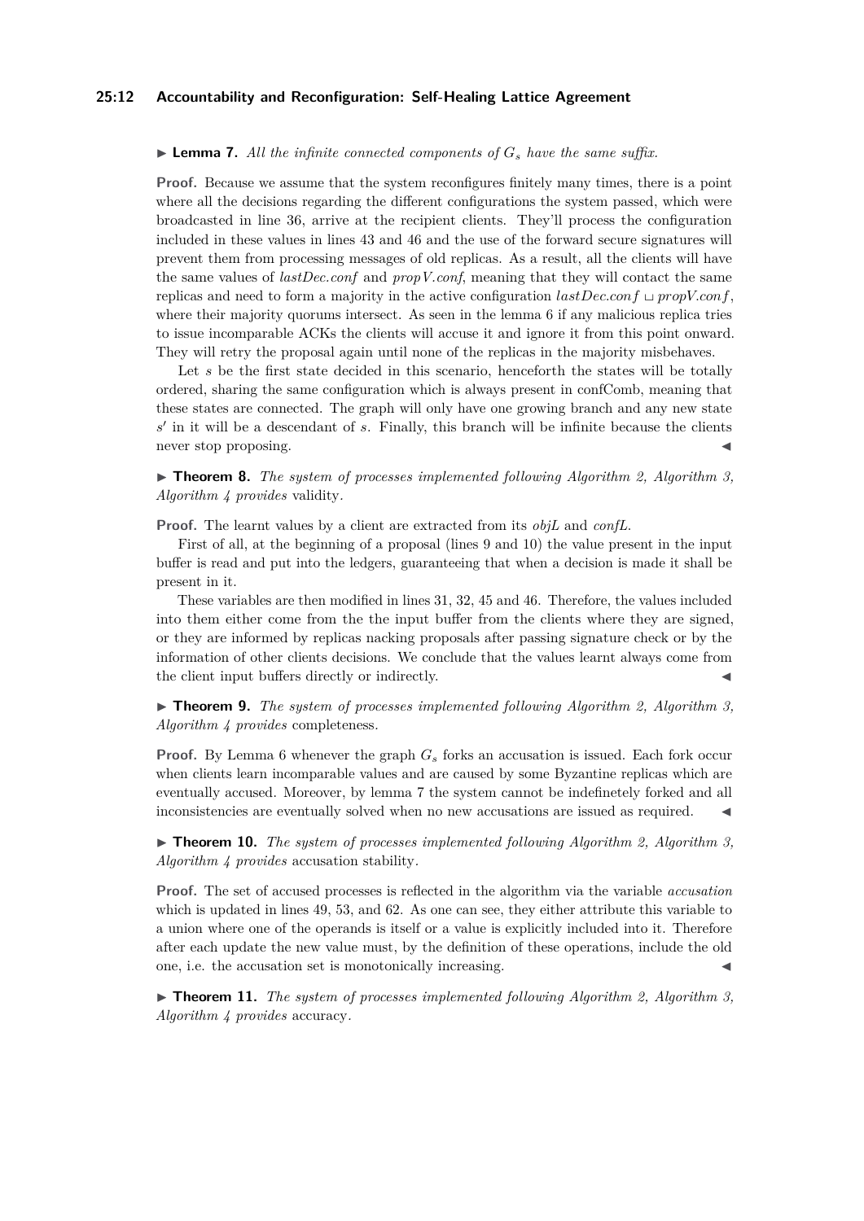▶ **Lemma 7.** *All the infinite connected components of $G_s$ have the same suffix.*

**Proof.** Because we assume that the system reconfigures finitely many times, there is a point where all the decisions regarding the different configurations the system passed, which were broadcasted in line 36, arrive at the recipient clients. They'll process the configuration included in these values in lines 43 and 46 and the use of the forward secure signatures will prevent them from processing messages of old replicas. As a result, all the clients will have the same values of *lastDec.conf* and *propV.conf*, meaning that they will contact the same replicas and need to form a majority in the active configuration $lastDec.conf \sqcup propV.conf$, where their majority quorums intersect. As seen in the lemma 6 if any malicious replica tries to issue incomparable ACKs the clients will accuse it and ignore it from this point onward. They will retry the proposal again until none of the replicas in the majority misbehaves.

Let $s$ be the first state decided in this scenario, henceforth the states will be totally ordered, sharing the same configuration which is always present in confComb, meaning that these states are connected. The graph will only have one growing branch and any new state $s'$ in it will be a descendant of $s$. Finally, this branch will be infinite because the clients never stop proposing. ◀

▶ **Theorem 8.** *The system of processes implemented following Algorithm 2, Algorithm 3, Algorithm 4 provides* validity*.*

**Proof.** The learnt values by a client are extracted from its *objL* and *confL*.

First of all, at the beginning of a proposal (lines 9 and 10) the value present in the input buffer is read and put into the ledgers, guaranteeing that when a decision is made it shall be present in it.

These variables are then modified in lines 31, 32, 45 and 46. Therefore, the values included into them either come from the the input buffer from the clients where they are signed, or they are informed by replicas nacking proposals after passing signature check or by the information of other clients decisions. We conclude that the values learnt always come from the client input buffers directly or indirectly. ◀

▶ **Theorem 9.** *The system of processes implemented following Algorithm 2, Algorithm 3, Algorithm 4 provides* completeness*.*

**Proof.** By Lemma 6 whenever the graph $G_s$ forks an accusation is issued. Each fork occur when clients learn incomparable values and are caused by some Byzantine replicas which are eventually accused. Moreover, by lemma 7 the system cannot be indefinetely forked and all inconsistencies are eventually solved when no new accusations are issued as required. ◀

▶ **Theorem 10.** *The system of processes implemented following Algorithm 2, Algorithm 3, Algorithm 4 provides* accusation stability*.*

**Proof.** The set of accused processes is reflected in the algorithm via the variable *accusation* which is updated in lines 49, 53, and 62. As one can see, they either attribute this variable to a union where one of the operands is itself or a value is explicitly included into it. Therefore after each update the new value must, by the definition of these operations, include the old one, i.e. the accusation set is monotonically increasing. ◀

▶ **Theorem 11.** *The system of processes implemented following Algorithm 2, Algorithm 3, Algorithm 4 provides* accuracy*.*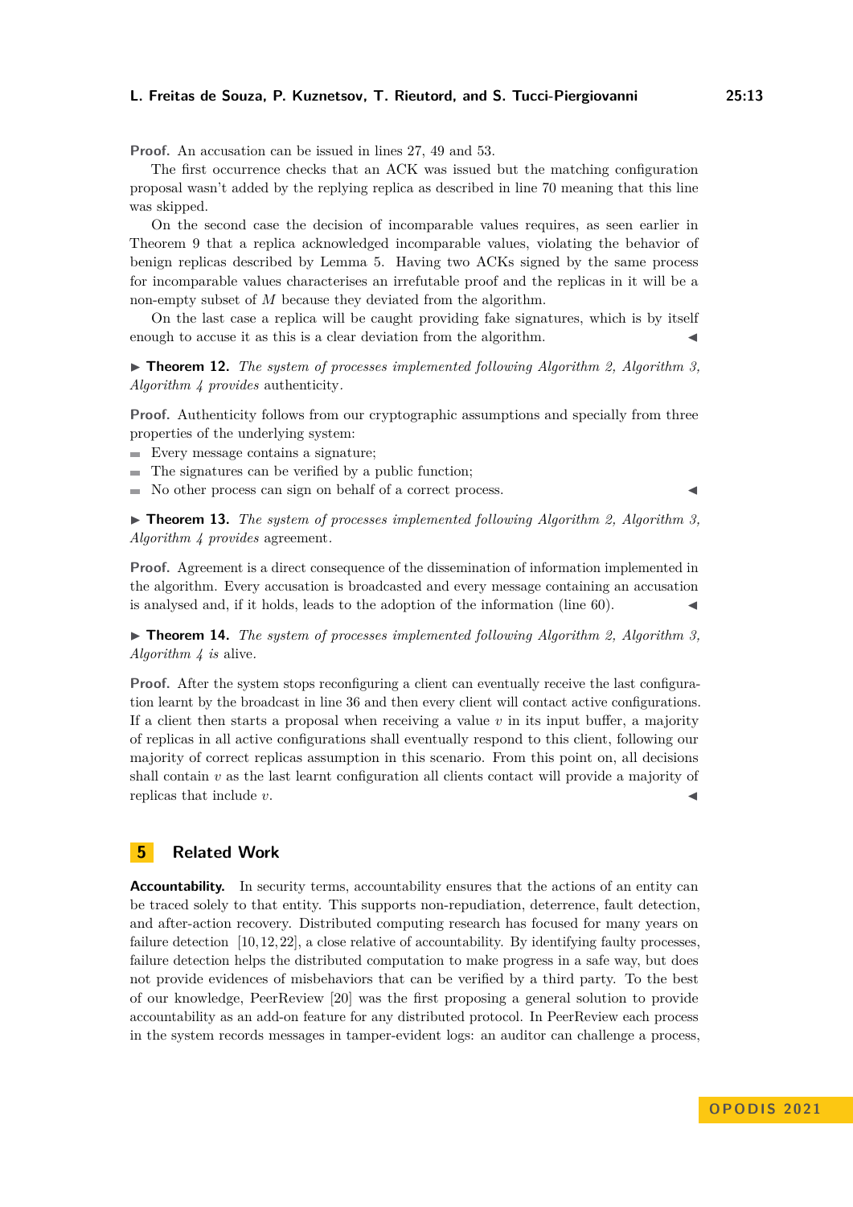**Proof.** An accusation can be issued in lines 27, 49 and 53.

The first occurrence checks that an ACK was issued but the matching configuration proposal wasn't added by the replying replica as described in line 70 meaning that this line was skipped.

On the second case the decision of incomparable values requires, as seen earlier in Theorem 9 that a replica acknowledged incomparable values, violating the behavior of benign replicas described by Lemma 5. Having two ACKs signed by the same process for incomparable values characterises an irrefutable proof and the replicas in it will be a non-empty subset of $M$ because they deviated from the algorithm.

On the last case a replica will be caught providing fake signatures, which is by itself enough to accuse it as this is a clear deviation from the algorithm. ◀

▶ **Theorem 12.** *The system of processes implemented following Algorithm 2, Algorithm 3, Algorithm 4 provides* authenticity*.*

**Proof.** Authenticity follows from our cryptographic assumptions and specially from three properties of the underlying system:

- Every message contains a signature;
- The signatures can be verified by a public function;
- No other process can sign on behalf of a correct process. ◀

▶ **Theorem 13.** *The system of processes implemented following Algorithm 2, Algorithm 3, Algorithm 4 provides* agreement*.*

**Proof.** Agreement is a direct consequence of the dissemination of information implemented in the algorithm. Every accusation is broadcasted and every message containing an accusation is analysed and, if it holds, leads to the adoption of the information (line 60). ◀

▶ **Theorem 14.** *The system of processes implemented following Algorithm 2, Algorithm 3, Algorithm 4 is* alive*.*

**Proof.** After the system stops reconfiguring a client can eventually receive the last configuration learnt by the broadcast in line 36 and then every client will contact active configurations. If a client then starts a proposal when receiving a value $v$ in its input buffer, a majority of replicas in all active configurations shall eventually respond to this client, following our majority of correct replicas assumption in this scenario. From this point on, all decisions shall contain $v$ as the last learnt configuration all clients contact will provide a majority of replicas that include $v$. ◀

## 5 Related Work

**Accountability.** In security terms, accountability ensures that the actions of an entity can be traced solely to that entity. This supports non-repudiation, deterrence, fault detection, and after-action recovery. Distributed computing research has focused for many years on failure detection [10,12,22], a close relative of accountability. By identifying faulty processes, failure detection helps the distributed computation to make progress in a safe way, but does not provide evidences of misbehaviors that can be verified by a third party. To the best of our knowledge, PeerReview [20] was the first proposing a general solution to provide accountability as an add-on feature for any distributed protocol. In PeerReview each process in the system records messages in tamper-evident logs: an auditor can challenge a process,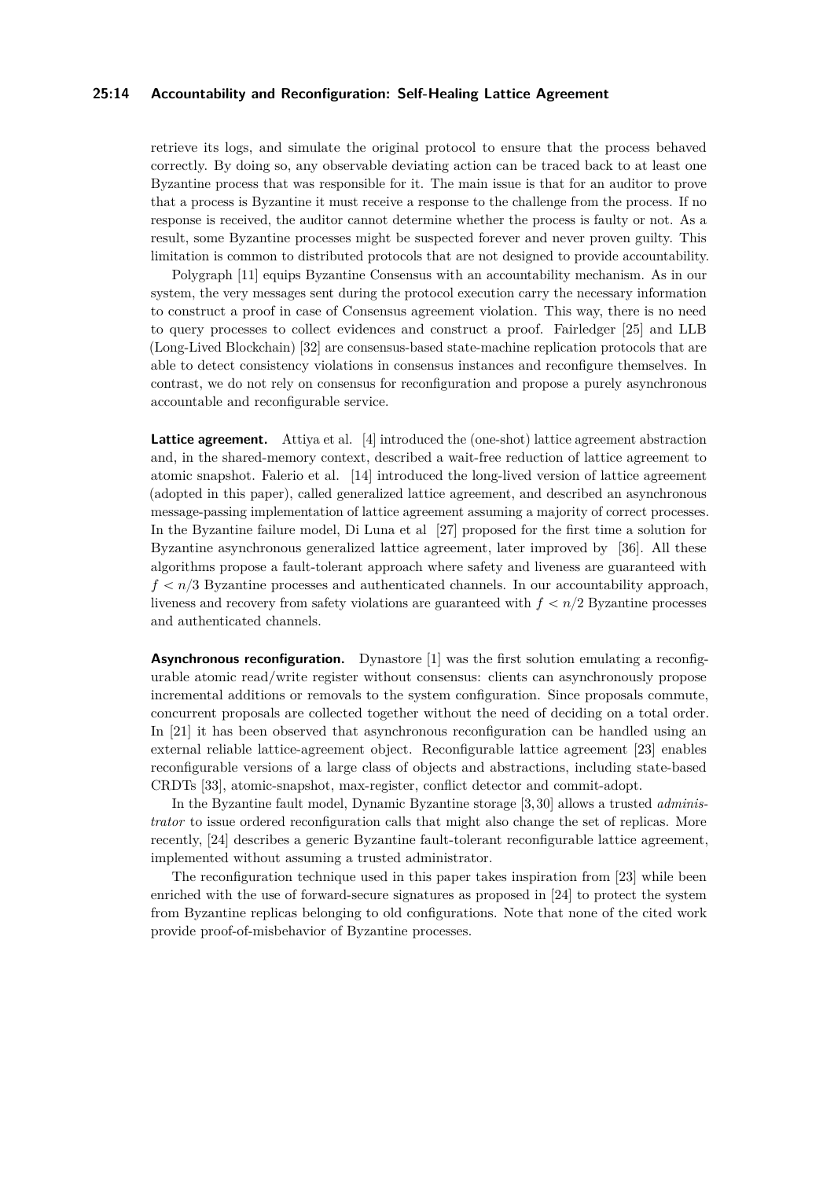retrieve its logs, and simulate the original protocol to ensure that the process behaved correctly. By doing so, any observable deviating action can be traced back to at least one Byzantine process that was responsible for it. The main issue is that for an auditor to prove that a process is Byzantine it must receive a response to the challenge from the process. If no response is received, the auditor cannot determine whether the process is faulty or not. As a result, some Byzantine processes might be suspected forever and never proven guilty. This limitation is common to distributed protocols that are not designed to provide accountability.

Polygraph [11] equips Byzantine Consensus with an accountability mechanism. As in our system, the very messages sent during the protocol execution carry the necessary information to construct a proof in case of Consensus agreement violation. This way, there is no need to query processes to collect evidences and construct a proof. Fairledger [25] and LLB (Long-Lived Blockchain) [32] are consensus-based state-machine replication protocols that are able to detect consistency violations in consensus instances and reconfigure themselves. In contrast, we do not rely on consensus for reconfiguration and propose a purely asynchronous accountable and reconfigurable service.

**Lattice agreement.** Attiya et al. [4] introduced the (one-shot) lattice agreement abstraction and, in the shared-memory context, described a wait-free reduction of lattice agreement to atomic snapshot. Falerio et al. [14] introduced the long-lived version of lattice agreement (adopted in this paper), called generalized lattice agreement, and described an asynchronous message-passing implementation of lattice agreement assuming a majority of correct processes. In the Byzantine failure model, Di Luna et al [27] proposed for the first time a solution for Byzantine asynchronous generalized lattice agreement, later improved by [36]. All these algorithms propose a fault-tolerant approach where safety and liveness are guaranteed with $f < n/3$ Byzantine processes and authenticated channels. In our accountability approach, liveness and recovery from safety violations are guaranteed with $f < n/2$ Byzantine processes and authenticated channels.

**Asynchronous reconfiguration.** Dynastore [1] was the first solution emulating a reconfigurable atomic read/write register without consensus: clients can asynchronously propose incremental additions or removals to the system configuration. Since proposals commute, concurrent proposals are collected together without the need of deciding on a total order. In [21] it has been observed that asynchronous reconfiguration can be handled using an external reliable lattice-agreement object. Reconfigurable lattice agreement [23] enables reconfigurable versions of a large class of objects and abstractions, including state-based CRDTs [33], atomic-snapshot, max-register, conflict detector and commit-adopt.

In the Byzantine fault model, Dynamic Byzantine storage [3,30] allows a trusted *administrator* to issue ordered reconfiguration calls that might also change the set of replicas. More recently, [24] describes a generic Byzantine fault-tolerant reconfigurable lattice agreement, implemented without assuming a trusted administrator.

The reconfiguration technique used in this paper takes inspiration from [23] while been enriched with the use of forward-secure signatures as proposed in [24] to protect the system from Byzantine replicas belonging to old configurations. Note that none of the cited work provide proof-of-misbehavior of Byzantine processes.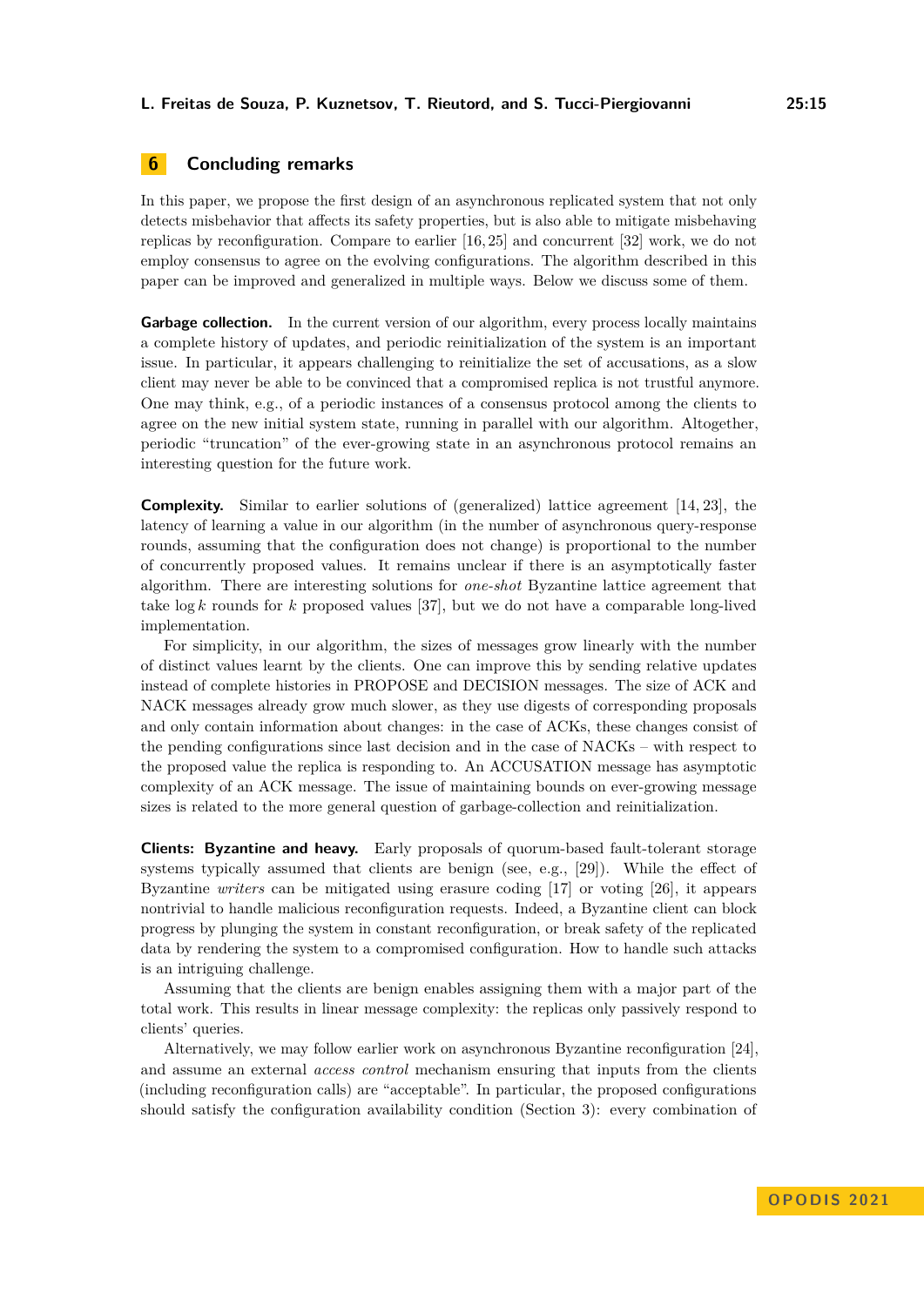## 6 Concluding remarks

In this paper, we propose the first design of an asynchronous replicated system that not only detects misbehavior that affects its safety properties, but is also able to mitigate misbehaving replicas by reconfiguration. Compare to earlier [16, 25] and concurrent [32] work, we do not employ consensus to agree on the evolving configurations. The algorithm described in this paper can be improved and generalized in multiple ways. Below we discuss some of them.

**Garbage collection.** In the current version of our algorithm, every process locally maintains a complete history of updates, and periodic reinitialization of the system is an important issue. In particular, it appears challenging to reinitialize the set of accusations, as a slow client may never be able to be convinced that a compromised replica is not trustful anymore. One may think, e.g., of a periodic instances of a consensus protocol among the clients to agree on the new initial system state, running in parallel with our algorithm. Altogether, periodic "truncation" of the ever-growing state in an asynchronous protocol remains an interesting question for the future work.

**Complexity.** Similar to earlier solutions of (generalized) lattice agreement [14, 23], the latency of learning a value in our algorithm (in the number of asynchronous query-response rounds, assuming that the configuration does not change) is proportional to the number of concurrently proposed values. It remains unclear if there is an asymptotically faster algorithm. There are interesting solutions for *one-shot* Byzantine lattice agreement that take $\log k$ rounds for $k$ proposed values [37], but we do not have a comparable long-lived implementation.

For simplicity, in our algorithm, the sizes of messages grow linearly with the number of distinct values learnt by the clients. One can improve this by sending relative updates instead of complete histories in PROPOSE and DECISION messages. The size of ACK and NACK messages already grow much slower, as they use digests of corresponding proposals and only contain information about changes: in the case of ACKs, these changes consist of the pending configurations since last decision and in the case of NACKs – with respect to the proposed value the replica is responding to. An ACCUSATION message has asymptotic complexity of an ACK message. The issue of maintaining bounds on ever-growing message sizes is related to the more general question of garbage-collection and reinitialization.

**Clients: Byzantine and heavy.** Early proposals of quorum-based fault-tolerant storage systems typically assumed that clients are benign (see, e.g., [29]). While the effect of Byzantine *writers* can be mitigated using erasure coding [17] or voting [26], it appears nontrivial to handle malicious reconfiguration requests. Indeed, a Byzantine client can block progress by plunging the system in constant reconfiguration, or break safety of the replicated data by rendering the system to a compromised configuration. How to handle such attacks is an intriguing challenge.

Assuming that the clients are benign enables assigning them with a major part of the total work. This results in linear message complexity: the replicas only passively respond to clients' queries.

Alternatively, we may follow earlier work on asynchronous Byzantine reconfiguration [24], and assume an external *access control* mechanism ensuring that inputs from the clients (including reconfiguration calls) are "acceptable". In particular, the proposed configurations should satisfy the configuration availability condition (Section 3): every combination of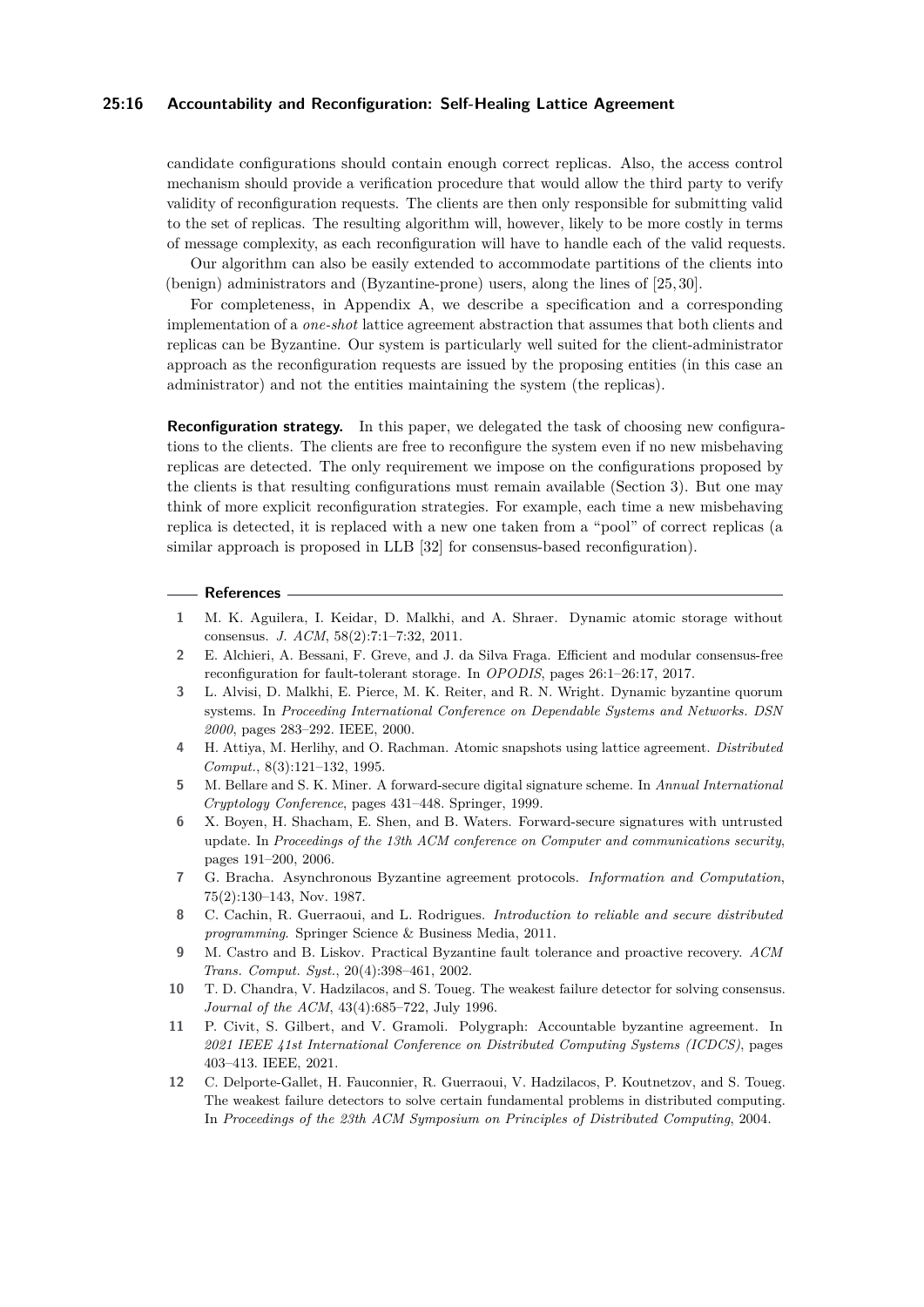candidate configurations should contain enough correct replicas. Also, the access control mechanism should provide a verification procedure that would allow the third party to verify validity of reconfiguration requests. The clients are then only responsible for submitting valid to the set of replicas. The resulting algorithm will, however, likely to be more costly in terms of message complexity, as each reconfiguration will have to handle each of the valid requests.

Our algorithm can also be easily extended to accommodate partitions of the clients into (benign) administrators and (Byzantine-prone) users, along the lines of [25, 30].

For completeness, in Appendix A, we describe a specification and a corresponding implementation of a *one-shot* lattice agreement abstraction that assumes that both clients and replicas can be Byzantine. Our system is particularly well suited for the client-administrator approach as the reconfiguration requests are issued by the proposing entities (in this case an administrator) and not the entities maintaining the system (the replicas).

**Reconfiguration strategy.** In this paper, we delegated the task of choosing new configurations to the clients. The clients are free to reconfigure the system even if no new misbehaving replicas are detected. The only requirement we impose on the configurations proposed by the clients is that resulting configurations must remain available (Section 3). But one may think of more explicit reconfiguration strategies. For example, each time a new misbehaving replica is detected, it is replaced with a new one taken from a "pool" of correct replicas (a similar approach is proposed in LLB [32] for consensus-based reconfiguration).

## References

1. M. K. Aguilera, I. Keidar, D. Malkhi, and A. Shraer. Dynamic atomic storage without consensus. *J. ACM*, 58(2):7:1–7:32, 2011.
2. E. Alchieri, A. Bessani, F. Greve, and J. da Silva Fraga. Efficient and modular consensus-free reconfiguration for fault-tolerant storage. In *OPODIS*, pages 26:1–26:17, 2017.
3. L. Alvisi, D. Malkhi, E. Pierce, M. K. Reiter, and R. N. Wright. Dynamic byzantine quorum systems. In *Proceeding International Conference on Dependable Systems and Networks. DSN 2000*, pages 283–292. IEEE, 2000.
4. H. Attiya, M. Herlihy, and O. Rachman. Atomic snapshots using lattice agreement. *Distributed Comput.*, 8(3):121–132, 1995.
5. M. Bellare and S. K. Miner. A forward-secure digital signature scheme. In *Annual International Cryptology Conference*, pages 431–448. Springer, 1999.
6. X. Boyen, H. Shacham, E. Shen, and B. Waters. Forward-secure signatures with untrusted update. In *Proceedings of the 13th ACM conference on Computer and communications security*, pages 191–200, 2006.
7. G. Bracha. Asynchronous Byzantine agreement protocols. *Information and Computation*, 75(2):130–143, Nov. 1987.
8. C. Cachin, R. Guerraoui, and L. Rodrigues. *Introduction to reliable and secure distributed programming*. Springer Science & Business Media, 2011.
9. M. Castro and B. Liskov. Practical Byzantine fault tolerance and proactive recovery. *ACM Trans. Comput. Syst.*, 20(4):398–461, 2002.
10. T. D. Chandra, V. Hadzilacos, and S. Toueg. The weakest failure detector for solving consensus. *Journal of the ACM*, 43(4):685–722, July 1996.
11. P. Civit, S. Gilbert, and V. Gramoli. Polygraph: Accountable byzantine agreement. In *2021 IEEE 41st International Conference on Distributed Computing Systems (ICDCS)*, pages 403–413. IEEE, 2021.
12. C. Delporte-Gallet, H. Fauconnier, R. Guerraoui, V. Hadzilacos, P. Koutnetzov, and S. Toueg. The weakest failure detectors to solve certain fundamental problems in distributed computing. In *Proceedings of the 23th ACM Symposium on Principles of Distributed Computing*, 2004.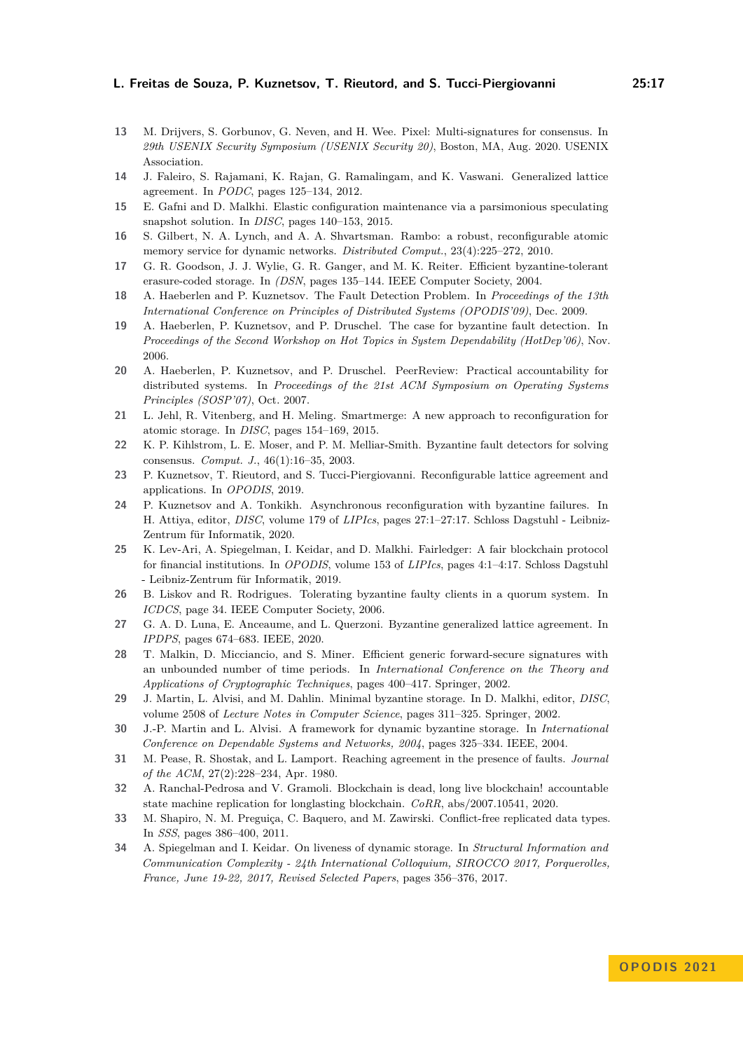13 M. Drijvers, S. Gorbunov, G. Neven, and H. Wee. Pixel: Multi-signatures for consensus. In *29th USENIX Security Symposium (USENIX Security 20)*, Boston, MA, Aug. 2020. USENIX Association.

14 J. Faleiro, S. Rajamani, K. Rajan, G. Ramalingam, and K. Vaswani. Generalized lattice agreement. In *PODC*, pages 125–134, 2012.

15 E. Gafni and D. Malkhi. Elastic configuration maintenance via a parsimonious speculating snapshot solution. In *DISC*, pages 140–153, 2015.

16 S. Gilbert, N. A. Lynch, and A. A. Shvartsman. Rambo: a robust, reconfigurable atomic memory service for dynamic networks. *Distributed Comput.*, 23(4):225–272, 2010.

17 G. R. Goodson, J. J. Wylie, G. R. Ganger, and M. K. Reiter. Efficient byzantine-tolerant erasure-coded storage. In *(DSN*, pages 135–144. IEEE Computer Society, 2004.

18 A. Haeberlen and P. Kuznetsov. The Fault Detection Problem. In *Proceedings of the 13th International Conference on Principles of Distributed Systems (OPODIS'09)*, Dec. 2009.

19 A. Haeberlen, P. Kuznetsov, and P. Druschel. The case for byzantine fault detection. In *Proceedings of the Second Workshop on Hot Topics in System Dependability (HotDep'06)*, Nov. 2006.

20 A. Haeberlen, P. Kuznetsov, and P. Druschel. PeerReview: Practical accountability for distributed systems. In *Proceedings of the 21st ACM Symposium on Operating Systems Principles (SOSP'07)*, Oct. 2007.

21 L. Jehl, R. Vitenberg, and H. Meling. Smartmerge: A new approach to reconfiguration for atomic storage. In *DISC*, pages 154–169, 2015.

22 K. P. Kihlstrom, L. E. Moser, and P. M. Melliar-Smith. Byzantine fault detectors for solving consensus. *Comput. J.*, 46(1):16–35, 2003.

23 P. Kuznetsov, T. Rieutord, and S. Tucci-Piergiovanni. Reconfigurable lattice agreement and applications. In *OPODIS*, 2019.

24 P. Kuznetsov and A. Tonkikh. Asynchronous reconfiguration with byzantine failures. In H. Attiya, editor, *DISC*, volume 179 of *LIPIcs*, pages 27:1–27:17. Schloss Dagstuhl - Leibniz-Zentrum für Informatik, 2020.

25 K. Lev-Ari, A. Spiegelman, I. Keidar, and D. Malkhi. Fairledger: A fair blockchain protocol for financial institutions. In *OPODIS*, volume 153 of *LIPIcs*, pages 4:1–4:17. Schloss Dagstuhl - Leibniz-Zentrum für Informatik, 2019.

26 B. Liskov and R. Rodrigues. Tolerating byzantine faulty clients in a quorum system. In *ICDCS*, page 34. IEEE Computer Society, 2006.

27 G. A. D. Luna, E. Anceaume, and L. Querzoni. Byzantine generalized lattice agreement. In *IPDPS*, pages 674–683. IEEE, 2020.

28 T. Malkin, D. Micciancio, and S. Miner. Efficient generic forward-secure signatures with an unbounded number of time periods. In *International Conference on the Theory and Applications of Cryptographic Techniques*, pages 400–417. Springer, 2002.

29 J. Martin, L. Alvisi, and M. Dahlin. Minimal byzantine storage. In D. Malkhi, editor, *DISC*, volume 2508 of *Lecture Notes in Computer Science*, pages 311–325. Springer, 2002.

30 J.-P. Martin and L. Alvisi. A framework for dynamic byzantine storage. In *International Conference on Dependable Systems and Networks, 2004*, pages 325–334. IEEE, 2004.

31 M. Pease, R. Shostak, and L. Lamport. Reaching agreement in the presence of faults. *Journal of the ACM*, 27(2):228–234, Apr. 1980.

32 A. Ranchal-Pedrosa and V. Gramoli. Blockchain is dead, long live blockchain! accountable state machine replication for longlasting blockchain. *CoRR*, abs/2007.10541, 2020.

33 M. Shapiro, N. M. Preguiça, C. Baquero, and M. Zawirski. Conflict-free replicated data types. In *SSS*, pages 386–400, 2011.

34 A. Spiegelman and I. Keidar. On liveness of dynamic storage. In *Structural Information and Communication Complexity - 24th International Colloquium, SIROCCO 2017, Porquerolles, France, June 19-22, 2017, Revised Selected Papers*, pages 356–376, 2017.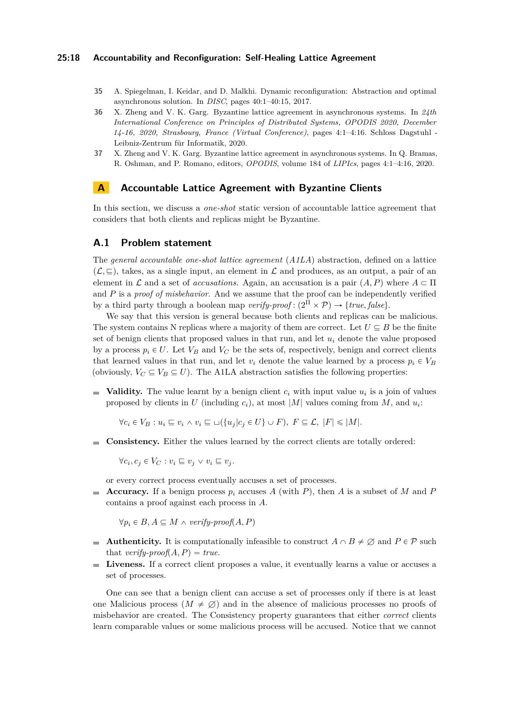35 A. Spiegelman, I. Keidar, and D. Malkhi. Dynamic reconfiguration: Abstraction and optimal asynchronous solution. In *DISC*, pages 40:1–40:15, 2017.

36 X. Zheng and V. K. Garg. Byzantine lattice agreement in asynchronous systems. In *24th International Conference on Principles of Distributed Systems, OPODIS 2020, December 14-16, 2020, Strasbourg, France (Virtual Conference)*, pages 4:1–4:16. Schloss Dagstuhl - Leibniz-Zentrum für Informatik, 2020.

37 X. Zheng and V. K. Garg. Byzantine lattice agreement in asynchronous systems. In Q. Bramas, R. Oshman, and P. Romano, editors, *OPODIS*, volume 184 of *LIPIcs*, pages 4:1–4:16, 2020.

# A Accountable Lattice Agreement with Byzantine Clients

In this section, we discuss a *one-shot* static version of accountable lattice agreement that considers that both clients and replicas might be Byzantine.

## A.1 Problem statement

The *general accountable one-shot lattice agreement* (*A1LA*) abstraction, defined on a lattice $(\mathcal{L}, \sqsubseteq)$, takes, as a single input, an element in $\mathcal{L}$ and produces, as an output, a pair of an element in $\mathcal{L}$ and a set of *accusations*. Again, an accusation is a pair $(A, P)$ where $A \subset \Pi$ and $P$ is a *proof of misbehavior*. And we assume that the proof can be independently verified by a third party through a boolean map *verify-proof*: $(2^{\Pi} \times \mathcal{P}) \rightarrow \{true, false\}$.

We say that this version is general because both clients and replicas can be malicious. The system contains N replicas where a majority of them are correct. Let $U \subseteq B$ be the finite set of benign clients that proposed values in that run, and let $u_i$ denote the value proposed by a process $p_i \in U$. Let $V_B$ and $V_C$ be the sets of, respectively, benign and correct clients that learned values in that run, and let $v_i$ denote the value learned by a process $p_i \in V_B$ (obviously, $V_C \subseteq V_B \subseteq U$). The A1LA abstraction satisfies the following properties:

- **Validity.** The value learnt by a benign client $c_i$ with input value $u_i$ is a join of values proposed by clients in $U$ (including $c_i$), at most $|M|$ values coming from $M$, and $u_i$:

  $\forall c_i \in V_B : u_i \sqsubseteq v_i \wedge v_i \sqsubseteq \sqcup(\{u_j | c_j \in U\} \cup F),\ F \subseteq \mathcal{L},\ |F| \leqslant |M|.$

- **Consistency.** Either the values learned by the correct clients are totally ordered:

  $\forall c_i, c_j \in V_C : v_i \sqsubseteq v_j \vee v_i \sqsubseteq v_j.$

  or every correct process eventually accuses a set of processes.
- **Accuracy.** If a benign process $p_i$ accuses $A$ (with $P$), then $A$ is a subset of $M$ and $P$ contains a proof against each process in $A$.

  $\forall p_i \in B, A \subseteq M \wedge \textit{verify-proof}(A, P)$

- **Authenticity.** It is computationally infeasible to construct $A \cap B \neq \varnothing$ and $P \in \mathcal{P}$ such that *verify-proof*$(A, P) = true$.
- **Liveness.** If a correct client proposes a value, it eventually learns a value or accuses a set of processes.

One can see that a benign client can accuse a set of processes only if there is at least one Malicious process ($M \neq \varnothing$) and in the absence of malicious processes no proofs of misbehavior are created. The Consistency property guarantees that either *correct* clients learn comparable values or some malicious process will be accused. Notice that we cannot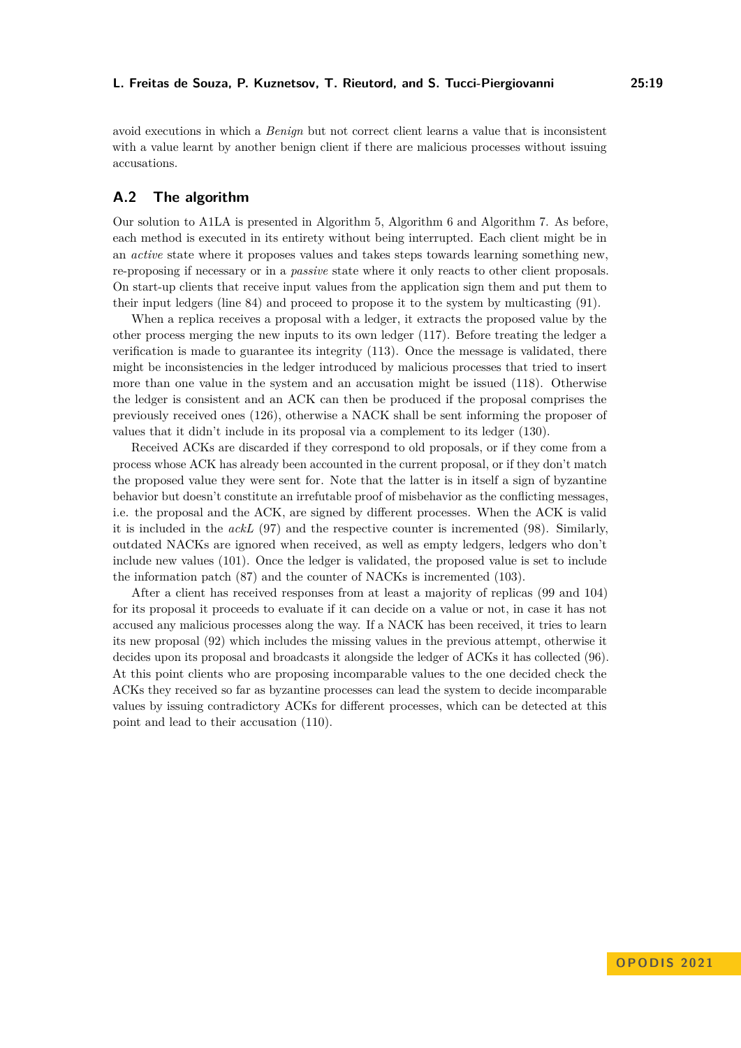avoid executions in which a *Benign* but not correct client learns a value that is inconsistent with a value learnt by another benign client if there are malicious processes without issuing accusations.

## A.2 The algorithm

Our solution to A1LA is presented in Algorithm 5, Algorithm 6 and Algorithm 7. As before, each method is executed in its entirety without being interrupted. Each client might be in an *active* state where it proposes values and takes steps towards learning something new, re-proposing if necessary or in a *passive* state where it only reacts to other client proposals. On start-up clients that receive input values from the application sign them and put them to their input ledgers (line 84) and proceed to propose it to the system by multicasting (91).

When a replica receives a proposal with a ledger, it extracts the proposed value by the other process merging the new inputs to its own ledger (117). Before treating the ledger a verification is made to guarantee its integrity (113). Once the message is validated, there might be inconsistencies in the ledger introduced by malicious processes that tried to insert more than one value in the system and an accusation might be issued (118). Otherwise the ledger is consistent and an ACK can then be produced if the proposal comprises the previously received ones (126), otherwise a NACK shall be sent informing the proposer of values that it didn't include in its proposal via a complement to its ledger (130).

Received ACKs are discarded if they correspond to old proposals, or if they come from a process whose ACK has already been accounted in the current proposal, or if they don't match the proposed value they were sent for. Note that the latter is in itself a sign of byzantine behavior but doesn't constitute an irrefutable proof of misbehavior as the conflicting messages, i.e. the proposal and the ACK, are signed by different processes. When the ACK is valid it is included in the *ackL* (97) and the respective counter is incremented (98). Similarly, outdated NACKs are ignored when received, as well as empty ledgers, ledgers who don't include new values (101). Once the ledger is validated, the proposed value is set to include the information patch (87) and the counter of NACKs is incremented (103).

After a client has received responses from at least a majority of replicas (99 and 104) for its proposal it proceeds to evaluate if it can decide on a value or not, in case it has not accused any malicious processes along the way. If a NACK has been received, it tries to learn its new proposal (92) which includes the missing values in the previous attempt, otherwise it decides upon its proposal and broadcasts it alongside the ledger of ACKs it has collected (96). At this point clients who are proposing incomparable values to the one decided check the ACKs they received so far as byzantine processes can lead the system to decide incomparable values by issuing contradictory ACKs for different processes, which can be detected at this point and lead to their accusation (110).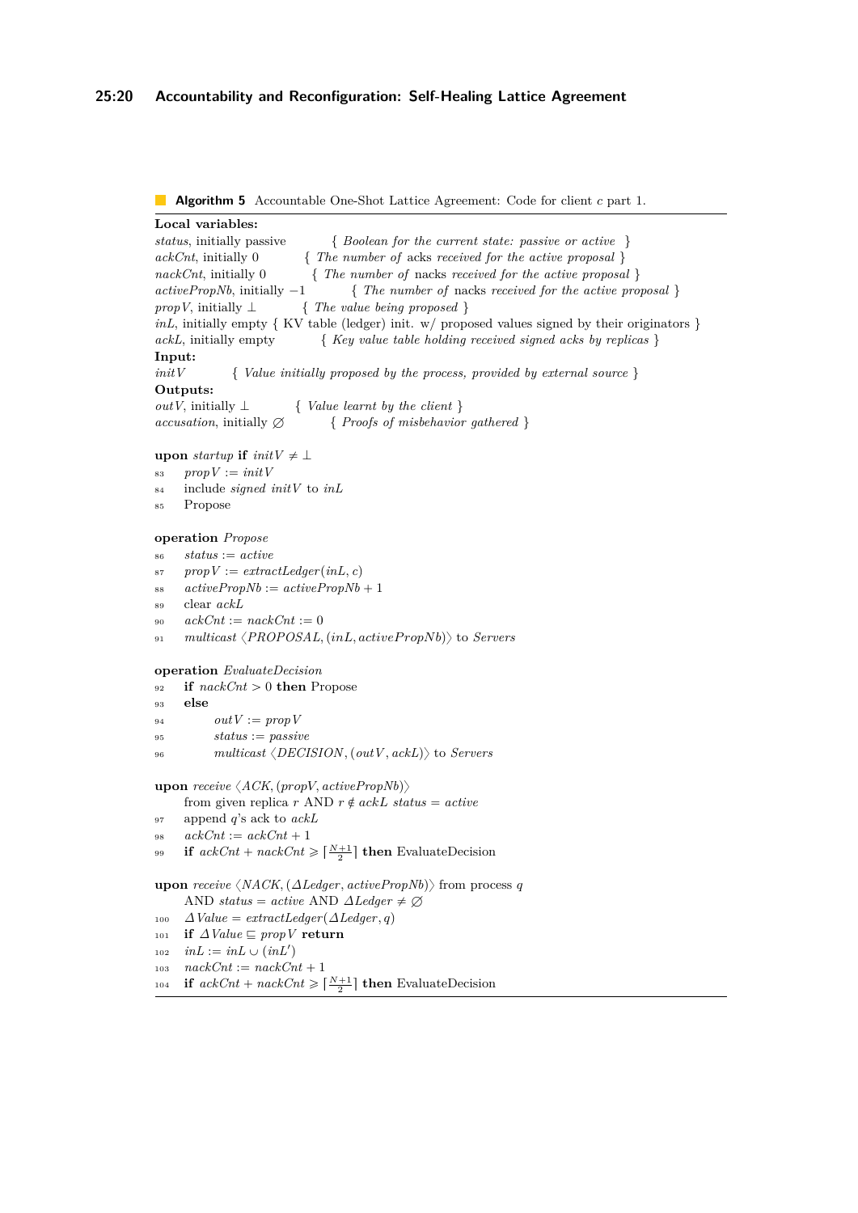**Algorithm 5** Accountable One-Shot Lattice Agreement: Code for client $c$ part 1.

**Local variables:**
*status*, initially passive { *Boolean for the current state: passive or active* }
*ackCnt*, initially 0 { *The number of* acks *received for the active proposal* }
*nackCnt*, initially 0 { *The number of* nacks *received for the active proposal* }
*activePropNb*, initially $-1$ { *The number of* nacks *received for the active proposal* }
*propV*, initially $\bot$ { *The value being proposed* }
*inL*, initially empty { KV table (ledger) init. w/ proposed values signed by their originators }
*ackL*, initially empty { *Key value table holding received signed acks by replicas* }
**Input:**
*initV* { *Value initially proposed by the process, provided by external source* }
**Outputs:**
*outV*, initially $\bot$ { *Value learnt by the client* }
*accusation*, initially $\varnothing$ { *Proofs of misbehavior gathered* }

**upon** *startup* **if** $initV \neq \bot$
83 $propV := initV$
84 include *signed* $initV$ to $inL$
85 Propose

**operation** *Propose*
86 $status := active$
87 $propV := extractLedger(inL, c)$
88 $activePropNb := activePropNb + 1$
89 clear $ackL$
90 $ackCnt := nackCnt := 0$
91 *multicast* $\langle PROPOSAL, (inL, activePropNb)\rangle$ to *Servers*

**operation** *EvaluateDecision*
92 **if** $nackCnt > 0$ **then** Propose
93 **else**
94 $outV := propV$
95 $status := passive$
96 *multicast* $\langle DECISION, (outV, ackL)\rangle$ to *Servers*

**upon** *receive* $\langle ACK, (propV, activePropNb)\rangle$
from given replica $r$ AND $r \notin ackL$ $status = active$
97 append $q$'s ack to $ackL$
98 $ackCnt := ackCnt + 1$
99 **if** $ackCnt + nackCnt \geqslant \lceil \frac{N+1}{2} \rceil$ **then** EvaluateDecision

**upon** *receive* $\langle NACK, (\Delta Ledger, activePropNb)\rangle$ from process $q$
AND $status = active$ AND $\Delta Ledger \neq \varnothing$
100 $\Delta Value = extractLedger(\Delta Ledger, q)$
101 **if** $\Delta Value \sqsubseteq propV$ **return**
102 $inL := inL \cup (inL')$
103 $nackCnt := nackCnt + 1$
104 **if** $ackCnt + nackCnt \geqslant \lceil \frac{N+1}{2} \rceil$ **then** EvaluateDecision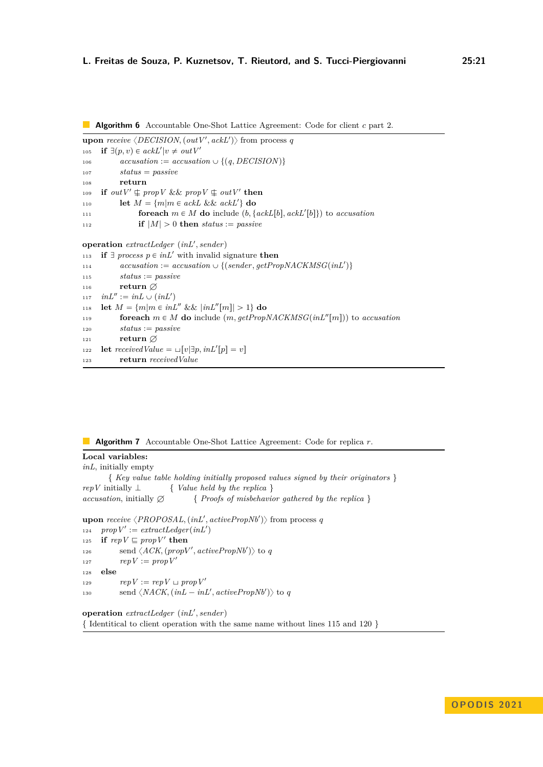**Algorithm 6** Accountable One-Shot Lattice Agreement: Code for client $c$ part 2.

```
upon receive ⟨DECISION, (outV', ackL')⟩ from process q
105  if ∃(p, v) ∈ ackL' | v ≠ outV'
106        accusation := accusation ∪ {(q, DECISION)}
107        status = passive
108        return
109  if outV' ⋢ propV && propV ⋢ outV' then
110        let M = {m | m ∈ ackL && ackL'} do
111              foreach m ∈ M do include (b, {ackL[b], ackL'[b]}) to accusation
112              if |M| > 0 then status := passive

operation extractLedger (inL', sender)
113  if ∃ process p ∈ inL' with invalid signature then
114        accusation := accusation ∪ {(sender, getPropNACKMSG(inL')}
115        status := passive
116        return ∅
117  inL'' := inL ∪ (inL')
118  let M = {m | m ∈ inL'' && |inL''[m]| > 1} do
119        foreach m ∈ M do include (m, getPropNACKMSG(inL''[m])) to accusation
120        status := passive
121        return ∅
122  let receivedValue = ⊔[v | ∃p, inL'[p] = v]
123        return receivedValue
```

**Algorithm 7** Accountable One-Shot Lattice Agreement: Code for replica $r$.

```
Local variables:
inL, initially empty
      { Key value table holding initially proposed values signed by their originators }
repV initially ⊥          { Value held by the replica }
accusation, initially ∅          { Proofs of misbehavior gathered by the replica }

upon receive ⟨PROPOSAL, (inL', activePropNb')⟩ from process q
124  propV' := extractLedger(inL')
125  if repV ⊑ propV' then
126        send ⟨ACK, (propV', activePropNb')⟩ to q
127        repV := propV'
128  else
129        repV := repV ⊔ propV'
130        send ⟨NACK, (inL − inL', activePropNb')⟩ to q

operation extractLedger (inL', sender)
{ Identitical to client operation with the same name without lines 115 and 120 }
```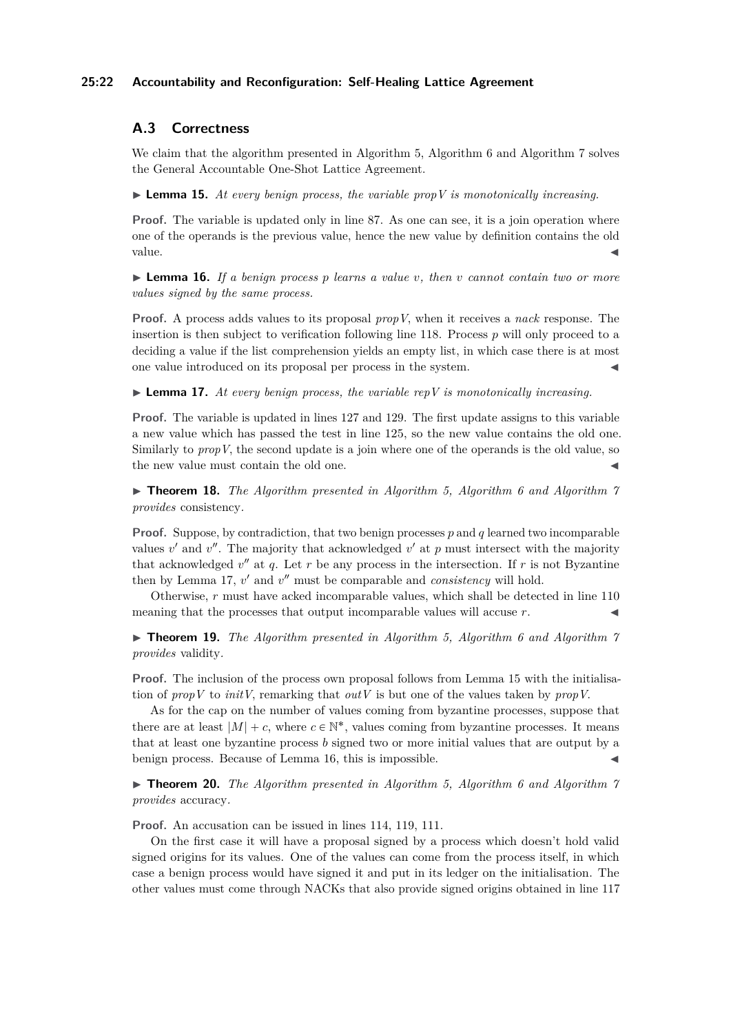## A.3 Correctness

We claim that the algorithm presented in Algorithm 5, Algorithm 6 and Algorithm 7 solves the General Accountable One-Shot Lattice Agreement.

▶ **Lemma 15.** *At every benign process, the variable propV is monotonically increasing.*

**Proof.** The variable is updated only in line 87. As one can see, it is a join operation where one of the operands is the previous value, hence the new value by definition contains the old value. ◀

▶ **Lemma 16.** *If a benign process p learns a value v, then v cannot contain two or more values signed by the same process.*

**Proof.** A process adds values to its proposal *propV*, when it receives a *nack* response. The insertion is then subject to verification following line 118. Process $p$ will only proceed to a deciding a value if the list comprehension yields an empty list, in which case there is at most one value introduced on its proposal per process in the system. ◀

▶ **Lemma 17.** *At every benign process, the variable repV is monotonically increasing.*

**Proof.** The variable is updated in lines 127 and 129. The first update assigns to this variable a new value which has passed the test in line 125, so the new value contains the old one. Similarly to *propV*, the second update is a join where one of the operands is the old value, so the new value must contain the old one. ◀

▶ **Theorem 18.** *The Algorithm presented in Algorithm 5, Algorithm 6 and Algorithm 7 provides* consistency.

**Proof.** Suppose, by contradiction, that two benign processes $p$ and $q$ learned two incomparable values $v'$ and $v''$. The majority that acknowledged $v'$ at $p$ must intersect with the majority that acknowledged $v''$ at $q$. Let $r$ be any process in the intersection. If $r$ is not Byzantine then by Lemma 17, $v'$ and $v''$ must be comparable and *consistency* will hold.

Otherwise, $r$ must have acked incomparable values, which shall be detected in line 110 meaning that the processes that output incomparable values will accuse $r$. ◀

▶ **Theorem 19.** *The Algorithm presented in Algorithm 5, Algorithm 6 and Algorithm 7 provides* validity.

**Proof.** The inclusion of the process own proposal follows from Lemma 15 with the initialisation of *propV* to *initV*, remarking that *outV* is but one of the values taken by *propV*.

As for the cap on the number of values coming from byzantine processes, suppose that there are at least $|M| + c$, where $c \in \mathbb{N}^*$, values coming from byzantine processes. It means that at least one byzantine process $b$ signed two or more initial values that are output by a benign process. Because of Lemma 16, this is impossible. ◀

▶ **Theorem 20.** *The Algorithm presented in Algorithm 5, Algorithm 6 and Algorithm 7 provides* accuracy.

**Proof.** An accusation can be issued in lines 114, 119, 111.

On the first case it will have a proposal signed by a process which doesn't hold valid signed origins for its values. One of the values can come from the process itself, in which case a benign process would have signed it and put in its ledger on the initialisation. The other values must come through NACKs that also provide signed origins obtained in line 117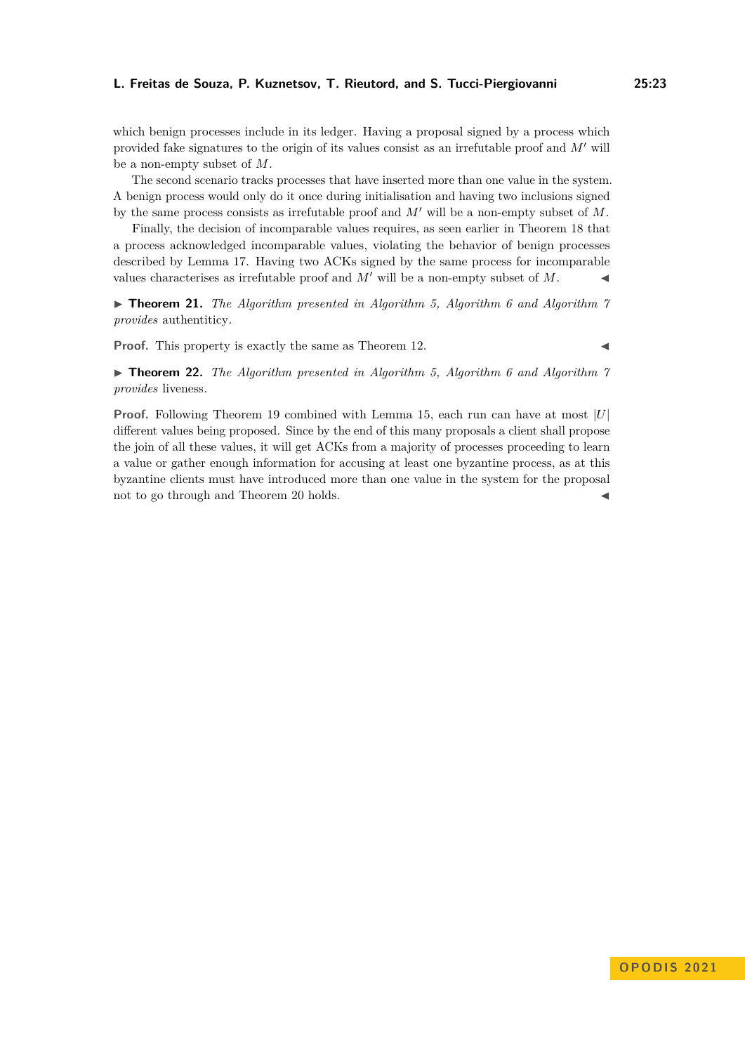which benign processes include in its ledger. Having a proposal signed by a process which provided fake signatures to the origin of its values consist as an irrefutable proof and $M'$ will be a non-empty subset of $M$.

The second scenario tracks processes that have inserted more than one value in the system. A benign process would only do it once during initialisation and having two inclusions signed by the same process consists as irrefutable proof and $M'$ will be a non-empty subset of $M$.

Finally, the decision of incomparable values requires, as seen earlier in Theorem 18 that a process acknowledged incomparable values, violating the behavior of benign processes described by Lemma 17. Having two ACKs signed by the same process for incomparable values characterises as irrefutable proof and $M'$ will be a non-empty subset of $M$. ◀

▶ **Theorem 21.** *The Algorithm presented in Algorithm 5, Algorithm 6 and Algorithm 7 provides* authentiticy.

**Proof.** This property is exactly the same as Theorem 12. ◀

▶ **Theorem 22.** *The Algorithm presented in Algorithm 5, Algorithm 6 and Algorithm 7 provides* liveness.

**Proof.** Following Theorem 19 combined with Lemma 15, each run can have at most $|U|$ different values being proposed. Since by the end of this many proposals a client shall propose the join of all these values, it will get ACKs from a majority of processes proceeding to learn a value or gather enough information for accusing at least one byzantine process, as at this byzantine clients must have introduced more than one value in the system for the proposal not to go through and Theorem 20 holds. ◀